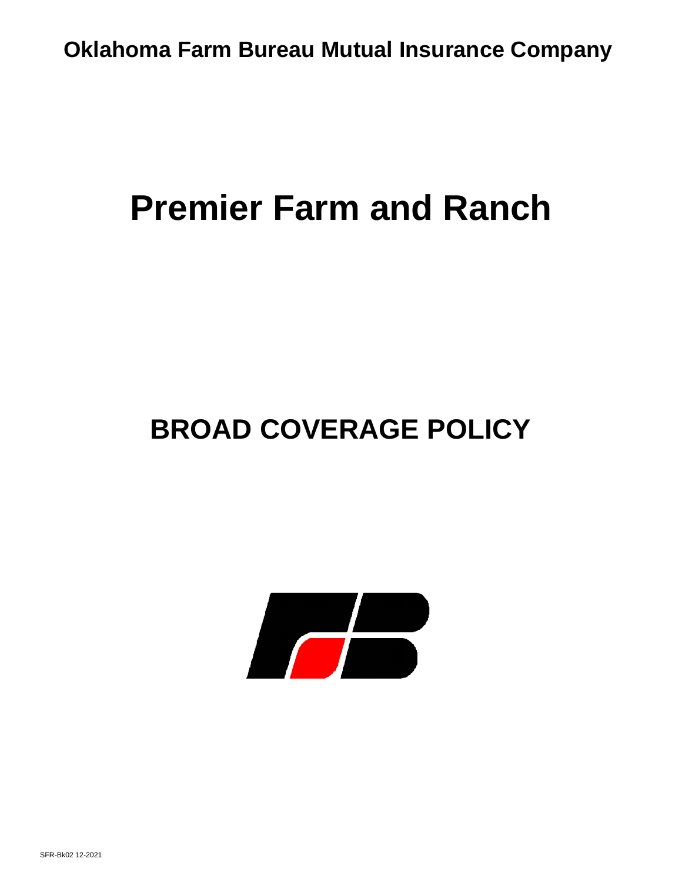**Oklahoma Farm Bureau Mutual Insurance Company**

# Premier Farm and Ranch

## BROAD COVERAGE POLICY

SFR-Bk02 12-2021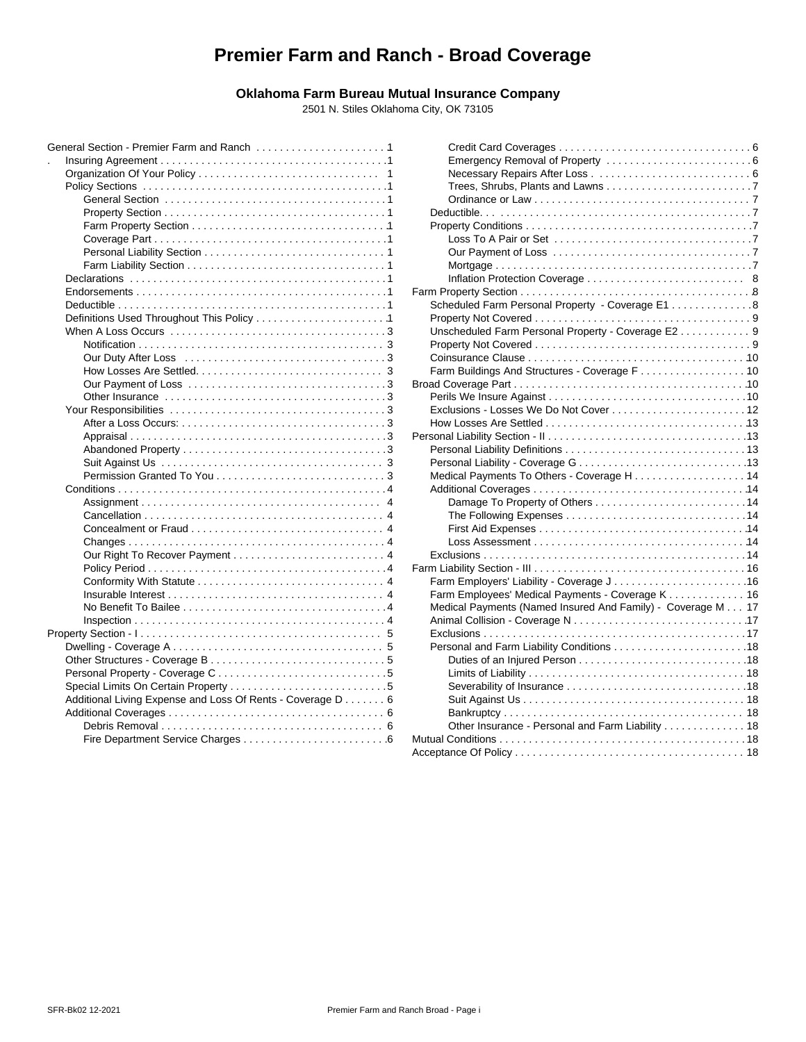# Premier Farm and Ranch - Broad Coverage

**Oklahoma Farm Bureau Mutual Insurance Company**

2501 N. Stiles Oklahoma City, OK 73105

- General Section - Premier Farm and Ranch . . . . . 1
  - Insuring Agreement . . . . . 1
  - Organization Of Your Policy . . . . . 1
  - Policy Sections . . . . . 1
    - General Section . . . . . 1
    - Property Section . . . . . 1
    - Farm Property Section . . . . . 1
    - Coverage Part . . . . . 1
    - Personal Liability Section . . . . . 1
    - Farm Liability Section . . . . . 1
  - Declarations . . . . . 1
  - Endorsements . . . . . 1
  - Deductible . . . . . 1
  - Definitions Used Throughout This Policy . . . . . 1
  - When A Loss Occurs . . . . . 3
    - Notification . . . . . 3
    - Our Duty After Loss . . . . . 3
    - How Losses Are Settled. . . . . 3
    - Our Payment of Loss . . . . . 3
    - Other Insurance . . . . . 3
  - Your Responsibilities . . . . . 3
    - After a Loss Occurs: . . . . . 3
    - Appraisal . . . . . 3
    - Abandoned Property . . . . . 3
    - Suit Against Us . . . . . 3
    - Permission Granted To You . . . . . 3
  - Conditions . . . . . 4
    - Assignment . . . . . 4
    - Cancellation . . . . . 4
    - Concealment or Fraud . . . . . 4
    - Changes . . . . . 4
    - Our Right To Recover Payment . . . . . 4
    - Policy Period . . . . . 4
    - Conformity With Statute . . . . . 4
    - Insurable Interest . . . . . 4
    - No Benefit To Bailee . . . . . 4
    - Inspection . . . . . 4
- Property Section - I . . . . . 5
  - Dwelling - Coverage A . . . . . 5
  - Other Structures - Coverage B . . . . . 5
  - Personal Property - Coverage C . . . . . 5
  - Special Limits On Certain Property . . . . . 5
  - Additional Living Expense and Loss Of Rents - Coverage D . . . . . 6
  - Additional Coverages . . . . . 6
    - Debris Removal . . . . . 6
    - Fire Department Service Charges . . . . . 6
    - Credit Card Coverages . . . . . 6
    - Emergency Removal of Property . . . . . 6
    - Necessary Repairs After Loss . . . . . 6
    - Trees, Shrubs, Plants and Lawns . . . . . 7
    - Ordinance or Law . . . . . 7
  - Deductible. . . . . 7
  - Property Conditions . . . . . 7
    - Loss To A Pair or Set . . . . . 7
    - Our Payment of Loss . . . . . 7
    - Mortgage . . . . . 7
    - Inflation Protection Coverage . . . . . 8
- Farm Property Section . . . . . 8
  - Scheduled Farm Personal Property - Coverage E1 . . . . . 8
  - Property Not Covered . . . . . 9
  - Unscheduled Farm Personal Property - Coverage E2 . . . . . 9
  - Property Not Covered . . . . . 9
  - Coinsurance Clause . . . . . 10
  - Farm Buildings And Structures - Coverage F . . . . . 10
- Broad Coverage Part . . . . . 10
  - Perils We Insure Against . . . . . 10
  - Exclusions - Losses We Do Not Cover . . . . . 12
  - How Losses Are Settled . . . . . 13
- Personal Liability Section - II . . . . . 13
  - Personal Liability Definitions . . . . . 13
  - Personal Liability - Coverage G . . . . . 13
  - Medical Payments To Others - Coverage H . . . . . 14
  - Additional Coverages . . . . . 14
    - Damage To Property of Others . . . . . 14
    - The Following Expenses . . . . . 14
    - First Aid Expenses . . . . . 14
    - Loss Assessment . . . . . 14
  - Exclusions . . . . . 14
- Farm Liability Section - III . . . . . 16
  - Farm Employers' Liability - Coverage J . . . . . 16
  - Farm Employees' Medical Payments - Coverage K . . . . . 16
  - Medical Payments (Named Insured And Family) - Coverage M . . . 17
  - Animal Collision - Coverage N . . . . . 17
  - Exclusions . . . . . 17
  - Personal and Farm Liability Conditions . . . . . 18
    - Duties of an Injured Person . . . . . 18
    - Limits of Liability . . . . . 18
    - Severability of Insurance . . . . . 18
    - Suit Against Us . . . . . 18
    - Bankruptcy . . . . . 18
    - Other Insurance - Personal and Farm Liability . . . . . 18
- Mutual Conditions . . . . . 18
- Acceptance Of Policy . . . . . 18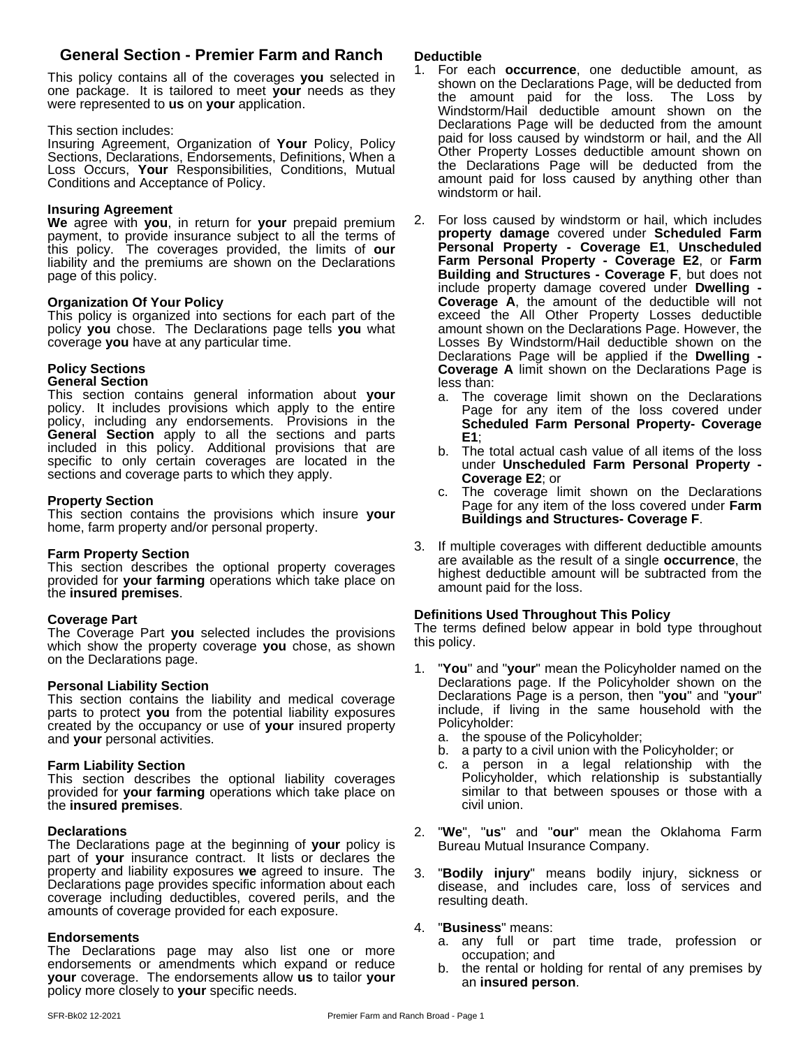## General Section - Premier Farm and Ranch

This policy contains all of the coverages **you** selected in one package. It is tailored to meet **your** needs as they were represented to **us** on **your** application.

This section includes:
Insuring Agreement, Organization of **Your** Policy, Policy Sections, Declarations, Endorsements, Definitions, When a Loss Occurs, **Your** Responsibilities, Conditions, Mutual Conditions and Acceptance of Policy.

### Insuring Agreement

**We** agree with **you**, in return for **your** prepaid premium payment, to provide insurance subject to all the terms of this policy. The coverages provided, the limits of **our** liability and the premiums are shown on the Declarations page of this policy.

### Organization Of Your Policy

This policy is organized into sections for each part of the policy **you** chose. The Declarations page tells **you** what coverage **you** have at any particular time.

### Policy Sections

#### General Section

This section contains general information about **your** policy. It includes provisions which apply to the entire policy, including any endorsements. Provisions in the **General Section** apply to all the sections and parts included in this policy. Additional provisions that are specific to only certain coverages are located in the sections and coverage parts to which they apply.

#### Property Section

This section contains the provisions which insure **your** home, farm property and/or personal property.

#### Farm Property Section

This section describes the optional property coverages provided for **your farming** operations which take place on the **insured premises**.

#### Coverage Part

The Coverage Part **you** selected includes the provisions which show the property coverage **you** chose, as shown on the Declarations page.

#### Personal Liability Section

This section contains the liability and medical coverage parts to protect **you** from the potential liability exposures created by the occupancy or use of **your** insured property and **your** personal activities.

#### Farm Liability Section

This section describes the optional liability coverages provided for **your farming** operations which take place on the **insured premises**.

### Declarations

The Declarations page at the beginning of **your** policy is part of **your** insurance contract. It lists or declares the property and liability exposures **we** agreed to insure. The Declarations page provides specific information about each coverage including deductibles, covered perils, and the amounts of coverage provided for each exposure.

### Endorsements

The Declarations page may also list one or more endorsements or amendments which expand or reduce **your** coverage. The endorsements allow **us** to tailor **your** policy more closely to **your** specific needs.

### Deductible

1. For each **occurrence**, one deductible amount, as shown on the Declarations Page, will be deducted from the amount paid for the loss. The Loss by Windstorm/Hail deductible amount shown on the Declarations Page will be deducted from the amount paid for loss caused by windstorm or hail, and the All Other Property Losses deductible amount shown on the Declarations Page will be deducted from the amount paid for loss caused by anything other than windstorm or hail.
2. For loss caused by windstorm or hail, which includes **property damage** covered under **Scheduled Farm Personal Property - Coverage E1**, **Unscheduled Farm Personal Property - Coverage E2**, or **Farm Building and Structures - Coverage F**, but does not include property damage covered under **Dwelling - Coverage A**, the amount of the deductible will not exceed the All Other Property Losses deductible amount shown on the Declarations Page. However, the Losses By Windstorm/Hail deductible shown on the Declarations Page will be applied if the **Dwelling - Coverage A** limit shown on the Declarations Page is less than:
   a. The coverage limit shown on the Declarations Page for any item of the loss covered under **Scheduled Farm Personal Property- Coverage E1**;
   b. The total actual cash value of all items of the loss under **Unscheduled Farm Personal Property - Coverage E2**; or
   c. The coverage limit shown on the Declarations Page for any item of the loss covered under **Farm Buildings and Structures- Coverage F**.
3. If multiple coverages with different deductible amounts are available as the result of a single **occurrence**, the highest deductible amount will be subtracted from the amount paid for the loss.

### Definitions Used Throughout This Policy

The terms defined below appear in bold type throughout this policy.

1. "**You**" and "**your**" mean the Policyholder named on the Declarations page. If the Policyholder shown on the Declarations Page is a person, then "**you**" and "**your**" include, if living in the same household with the Policyholder:
   a. the spouse of the Policyholder;
   b. a party to a civil union with the Policyholder; or
   c. a person in a legal relationship with the Policyholder, which relationship is substantially similar to that between spouses or those with a civil union.
2. "**We**", "**us**" and "**our**" mean the Oklahoma Farm Bureau Mutual Insurance Company.
3. "**Bodily injury**" means bodily injury, sickness or disease, and includes care, loss of services and resulting death.
4. "**Business**" means:
   a. any full or part time trade, profession or occupation; and
   b. the rental or holding for rental of any premises by an **insured person**.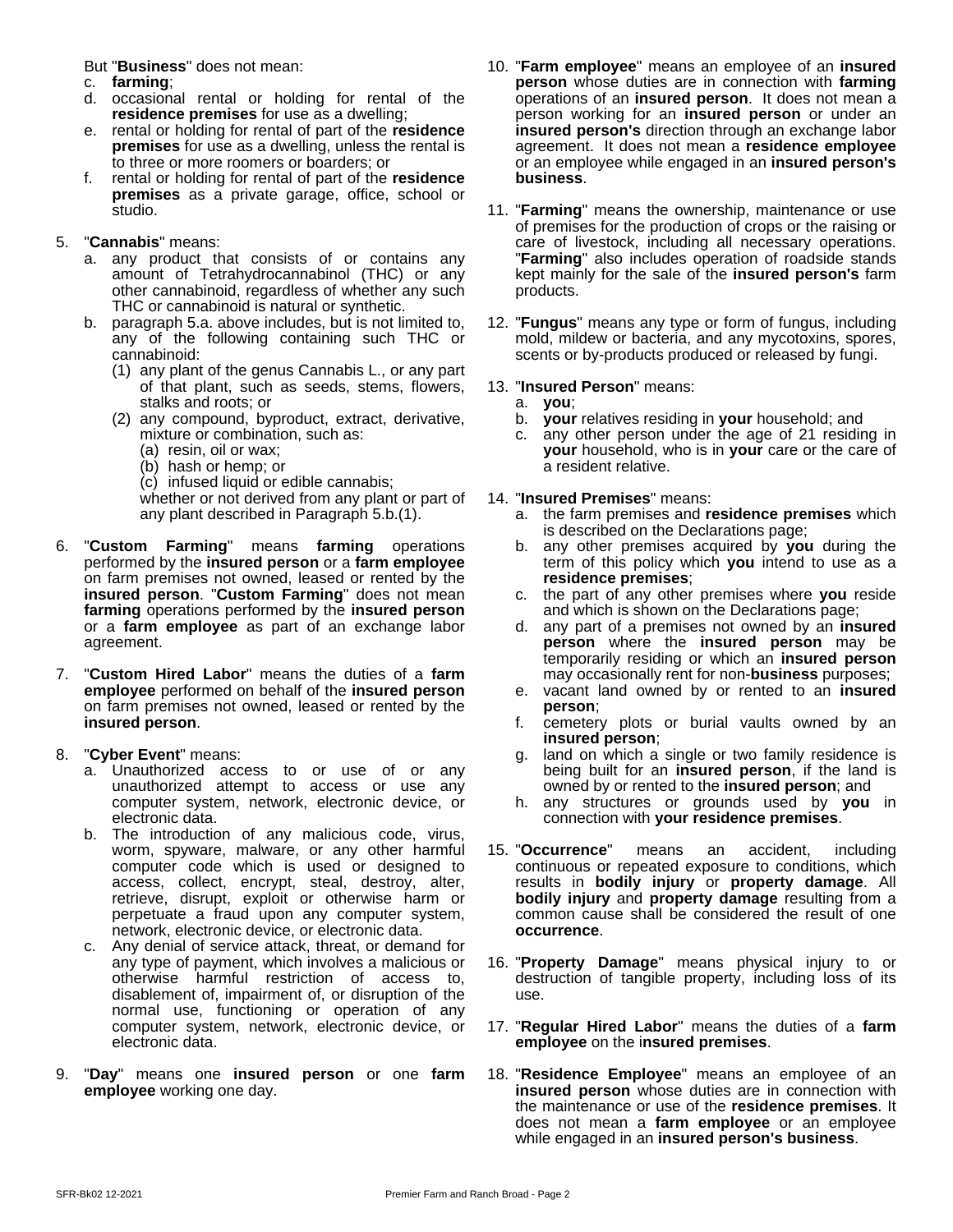But "**Business**" does not mean:

c. **farming**;
d. occasional rental or holding for rental of the **residence premises** for use as a dwelling;
e. rental or holding for rental of part of the **residence premises** for use as a dwelling, unless the rental is to three or more roomers or boarders; or
f. rental or holding for rental of part of the **residence premises** as a private garage, office, school or studio.

5. "**Cannabis**" means:
   a. any product that consists of or contains any amount of Tetrahydrocannabinol (THC) or any other cannabinoid, regardless of whether any such THC or cannabinoid is natural or synthetic.
   b. paragraph 5.a. above includes, but is not limited to, any of the following containing such THC or cannabinoid:
      (1) any plant of the genus Cannabis L., or any part of that plant, such as seeds, stems, flowers, stalks and roots; or
      (2) any compound, byproduct, extract, derivative, mixture or combination, such as:
         (a) resin, oil or wax;
         (b) hash or hemp; or
         (c) infused liquid or edible cannabis;

      whether or not derived from any plant or part of any plant described in Paragraph 5.b.(1).

6. "**Custom Farming**" means **farming** operations performed by the **insured person** or a **farm employee** on farm premises not owned, leased or rented by the **insured person**. "**Custom Farming**" does not mean **farming** operations performed by the **insured person** or a **farm employee** as part of an exchange labor agreement.

7. "**Custom Hired Labor**" means the duties of a **farm employee** performed on behalf of the **insured person** on farm premises not owned, leased or rented by the **insured person**.

8. "**Cyber Event**" means:
   a. Unauthorized access to or use of or any unauthorized attempt to access or use any computer system, network, electronic device, or electronic data.
   b. The introduction of any malicious code, virus, worm, spyware, malware, or any other harmful computer code which is used or designed to access, collect, encrypt, steal, destroy, alter, retrieve, disrupt, exploit or otherwise harm or perpetuate a fraud upon any computer system, network, electronic device, or electronic data.
   c. Any denial of service attack, threat, or demand for any type of payment, which involves a malicious or otherwise harmful restriction of access to, disablement of, impairment of, or disruption of the normal use, functioning or operation of any computer system, network, electronic device, or electronic data.

9. "**Day**" means one **insured person** or one **farm employee** working one day.

10. "**Farm employee**" means an employee of an **insured person** whose duties are in connection with **farming** operations of an **insured person**. It does not mean a person working for an **insured person** or under an **insured person's** direction through an exchange labor agreement. It does not mean a **residence employee** or an employee while engaged in an **insured person's business**.

11. "**Farming**" means the ownership, maintenance or use of premises for the production of crops or the raising or care of livestock, including all necessary operations. "**Farming**" also includes operation of roadside stands kept mainly for the sale of the **insured person's** farm products.

12. "**Fungus**" means any type or form of fungus, including mold, mildew or bacteria, and any mycotoxins, spores, scents or by-products produced or released by fungi.

13. "**Insured Person**" means:
    a. **you**;
    b. **your** relatives residing in **your** household; and
    c. any other person under the age of 21 residing in **your** household, who is in **your** care or the care of a resident relative.

14. "**Insured Premises**" means:
    a. the farm premises and **residence premises** which is described on the Declarations page;
    b. any other premises acquired by **you** during the term of this policy which **you** intend to use as a **residence premises**;
    c. the part of any other premises where **you** reside and which is shown on the Declarations page;
    d. any part of a premises not owned by an **insured person** where the **insured person** may be temporarily residing or which an **insured person** may occasionally rent for non-**business** purposes;
    e. vacant land owned by or rented to an **insured person**;
    f. cemetery plots or burial vaults owned by an **insured person**;
    g. land on which a single or two family residence is being built for an **insured person**, if the land is owned by or rented to the **insured person**; and
    h. any structures or grounds used by **you** in connection with **your residence premises**.

15. "**Occurrence**" means an accident, including continuous or repeated exposure to conditions, which results in **bodily injury** or **property damage**. All **bodily injury** and **property damage** resulting from a common cause shall be considered the result of one **occurrence**.

16. "**Property Damage**" means physical injury to or destruction of tangible property, including loss of its use.

17. "**Regular Hired Labor**" means the duties of a **farm employee** on the **insured premises**.

18. "**Residence Employee**" means an employee of an **insured person** whose duties are in connection with the maintenance or use of the **residence premises**. It does not mean a **farm employee** or an employee while engaged in an **insured person's business**.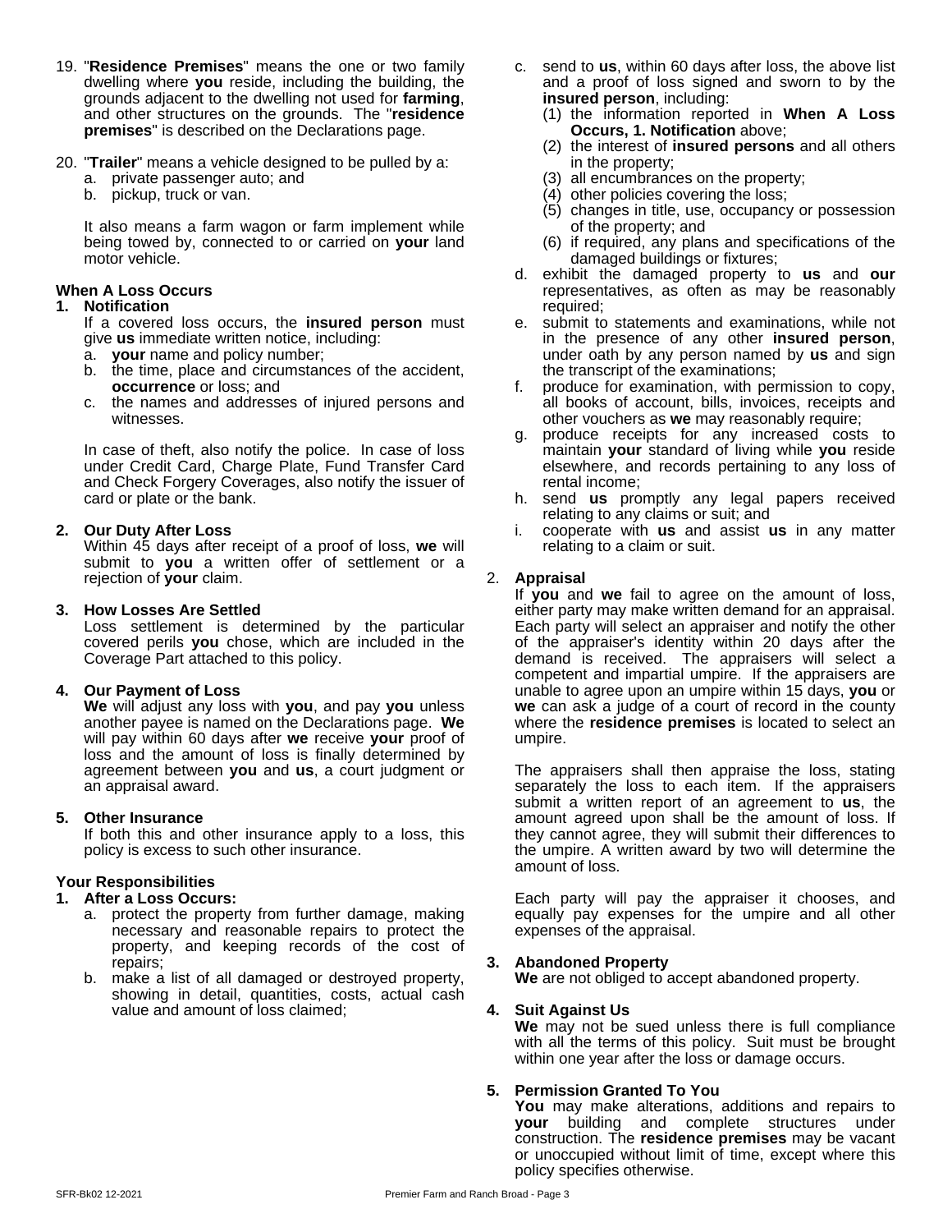19. "**Residence Premises**" means the one or two family dwelling where **you** reside, including the building, the grounds adjacent to the dwelling not used for **farming**, and other structures on the grounds. The "**residence premises**" is described on the Declarations page.

20. "**Trailer**" means a vehicle designed to be pulled by a:
    a. private passenger auto; and
    b. pickup, truck or van.

    It also means a farm wagon or farm implement while being towed by, connected to or carried on **your** land motor vehicle.

**When A Loss Occurs**

**1. Notification**

If a covered loss occurs, the **insured person** must give **us** immediate written notice, including:

a. **your** name and policy number;
b. the time, place and circumstances of the accident, **occurrence** or loss; and
c. the names and addresses of injured persons and witnesses.

In case of theft, also notify the police. In case of loss under Credit Card, Charge Plate, Fund Transfer Card and Check Forgery Coverages, also notify the issuer of card or plate or the bank.

**2. Our Duty After Loss**

Within 45 days after receipt of a proof of loss, **we** will submit to **you** a written offer of settlement or a rejection of **your** claim.

**3. How Losses Are Settled**

Loss settlement is determined by the particular covered perils **you** chose, which are included in the Coverage Part attached to this policy.

**4. Our Payment of Loss**

**We** will adjust any loss with **you**, and pay **you** unless another payee is named on the Declarations page. **We** will pay within 60 days after **we** receive **your** proof of loss and the amount of loss is finally determined by agreement between **you** and **us**, a court judgment or an appraisal award.

**5. Other Insurance**

If both this and other insurance apply to a loss, this policy is excess to such other insurance.

**Your Responsibilities**

**1. After a Loss Occurs:**

a. protect the property from further damage, making necessary and reasonable repairs to protect the property, and keeping records of the cost of repairs;
b. make a list of all damaged or destroyed property, showing in detail, quantities, costs, actual cash value and amount of loss claimed;
c. send to **us**, within 60 days after loss, the above list and a proof of loss signed and sworn to by the **insured person**, including:
    (1) the information reported in **When A Loss Occurs, 1. Notification** above;
    (2) the interest of **insured persons** and all others in the property;
    (3) all encumbrances on the property;
    (4) other policies covering the loss;
    (5) changes in title, use, occupancy or possession of the property; and
    (6) if required, any plans and specifications of the damaged buildings or fixtures;
d. exhibit the damaged property to **us** and **our** representatives, as often as may be reasonably required;
e. submit to statements and examinations, while not in the presence of any other **insured person**, under oath by any person named by **us** and sign the transcript of the examinations;
f. produce for examination, with permission to copy, all books of account, bills, invoices, receipts and other vouchers as **we** may reasonably require;
g. produce receipts for any increased costs to maintain **your** standard of living while **you** reside elsewhere, and records pertaining to any loss of rental income;
h. send **us** promptly any legal papers received relating to any claims or suit; and
i. cooperate with **us** and assist **us** in any matter relating to a claim or suit.

**2. Appraisal**

If **you** and **we** fail to agree on the amount of loss, either party may make written demand for an appraisal. Each party will select an appraiser and notify the other of the appraiser's identity within 20 days after the demand is received. The appraisers will select a competent and impartial umpire. If the appraisers are unable to agree upon an umpire within 15 days, **you** or **we** can ask a judge of a court of record in the county where the **residence premises** is located to select an umpire.

The appraisers shall then appraise the loss, stating separately the loss to each item. If the appraisers submit a written report of an agreement to **us**, the amount agreed upon shall be the amount of loss. If they cannot agree, they will submit their differences to the umpire. A written award by two will determine the amount of loss.

Each party will pay the appraiser it chooses, and equally pay expenses for the umpire and all other expenses of the appraisal.

**3. Abandoned Property**

**We** are not obliged to accept abandoned property.

**4. Suit Against Us**

**We** may not be sued unless there is full compliance with all the terms of this policy. Suit must be brought within one year after the loss or damage occurs.

**5. Permission Granted To You**

**You** may make alterations, additions and repairs to **your** building and complete structures under construction. The **residence premises** may be vacant or unoccupied without limit of time, except where this policy specifies otherwise.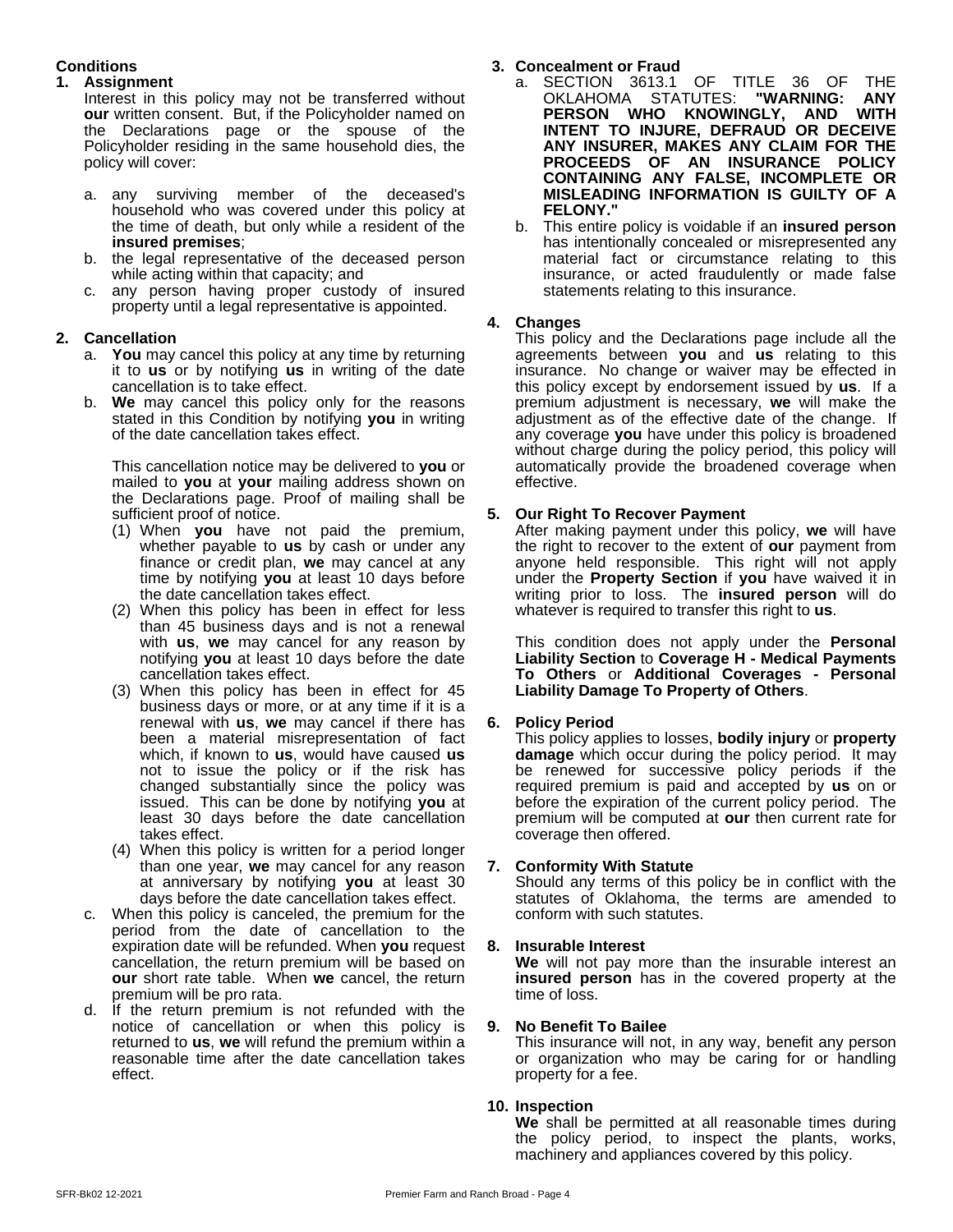## Conditions

### 1. Assignment

Interest in this policy may not be transferred without **our** written consent. But, if the Policyholder named on the Declarations page or the spouse of the Policyholder residing in the same household dies, the policy will cover:

a. any surviving member of the deceased's household who was covered under this policy at the time of death, but only while a resident of the **insured premises**;

b. the legal representative of the deceased person while acting within that capacity; and

c. any person having proper custody of insured property until a legal representative is appointed.

### 2. Cancellation

a. **You** may cancel this policy at any time by returning it to **us** or by notifying **us** in writing of the date cancellation is to take effect.

b. **We** may cancel this policy only for the reasons stated in this Condition by notifying **you** in writing of the date cancellation takes effect.

   This cancellation notice may be delivered to **you** or mailed to **you** at **your** mailing address shown on the Declarations page. Proof of mailing shall be sufficient proof of notice.

   (1) When **you** have not paid the premium, whether payable to **us** by cash or under any finance or credit plan, **we** may cancel at any time by notifying **you** at least 10 days before the date cancellation takes effect.

   (2) When this policy has been in effect for less than 45 business days and is not a renewal with **us**, **we** may cancel for any reason by notifying **you** at least 10 days before the date cancellation takes effect.

   (3) When this policy has been in effect for 45 business days or more, or at any time if it is a renewal with **us**, **we** may cancel if there has been a material misrepresentation of fact which, if known to **us**, would have caused **us** not to issue the policy or if the risk has changed substantially since the policy was issued. This can be done by notifying **you** at least 30 days before the date cancellation takes effect.

   (4) When this policy is written for a period longer than one year, **we** may cancel for any reason at anniversary by notifying **you** at least 30 days before the date cancellation takes effect.

c. When this policy is canceled, the premium for the period from the date of cancellation to the expiration date will be refunded. When **you** request cancellation, the return premium will be based on **our** short rate table. When **we** cancel, the return premium will be pro rata.

d. If the return premium is not refunded with the notice of cancellation or when this policy is returned to **us**, **we** will refund the premium within a reasonable time after the date cancellation takes effect.

### 3. Concealment or Fraud

a. SECTION 3613.1 OF TITLE 36 OF THE OKLAHOMA STATUTES: **"WARNING: ANY PERSON WHO KNOWINGLY, AND WITH INTENT TO INJURE, DEFRAUD OR DECEIVE ANY INSURER, MAKES ANY CLAIM FOR THE PROCEEDS OF AN INSURANCE POLICY CONTAINING ANY FALSE, INCOMPLETE OR MISLEADING INFORMATION IS GUILTY OF A FELONY."**

b. This entire policy is voidable if an **insured person** has intentionally concealed or misrepresented any material fact or circumstance relating to this insurance, or acted fraudulently or made false statements relating to this insurance.

### 4. Changes

This policy and the Declarations page include all the agreements between **you** and **us** relating to this insurance. No change or waiver may be effected in this policy except by endorsement issued by **us**. If a premium adjustment is necessary, **we** will make the adjustment as of the effective date of the change. If any coverage **you** have under this policy is broadened without charge during the policy period, this policy will automatically provide the broadened coverage when effective.

### 5. Our Right To Recover Payment

After making payment under this policy, **we** will have the right to recover to the extent of **our** payment from anyone held responsible. This right will not apply under the **Property Section** if **you** have waived it in writing prior to loss. The **insured person** will do whatever is required to transfer this right to **us**.

This condition does not apply under the **Personal Liability Section** to **Coverage H - Medical Payments To Others** or **Additional Coverages - Personal Liability Damage To Property of Others**.

### 6. Policy Period

This policy applies to losses, **bodily injury** or **property damage** which occur during the policy period. It may be renewed for successive policy periods if the required premium is paid and accepted by **us** on or before the expiration of the current policy period. The premium will be computed at **our** then current rate for coverage then offered.

### 7. Conformity With Statute

Should any terms of this policy be in conflict with the statutes of Oklahoma, the terms are amended to conform with such statutes.

### 8. Insurable Interest

**We** will not pay more than the insurable interest an **insured person** has in the covered property at the time of loss.

### 9. No Benefit To Bailee

This insurance will not, in any way, benefit any person or organization who may be caring for or handling property for a fee.

### 10. Inspection

**We** shall be permitted at all reasonable times during the policy period, to inspect the plants, works, machinery and appliances covered by this policy.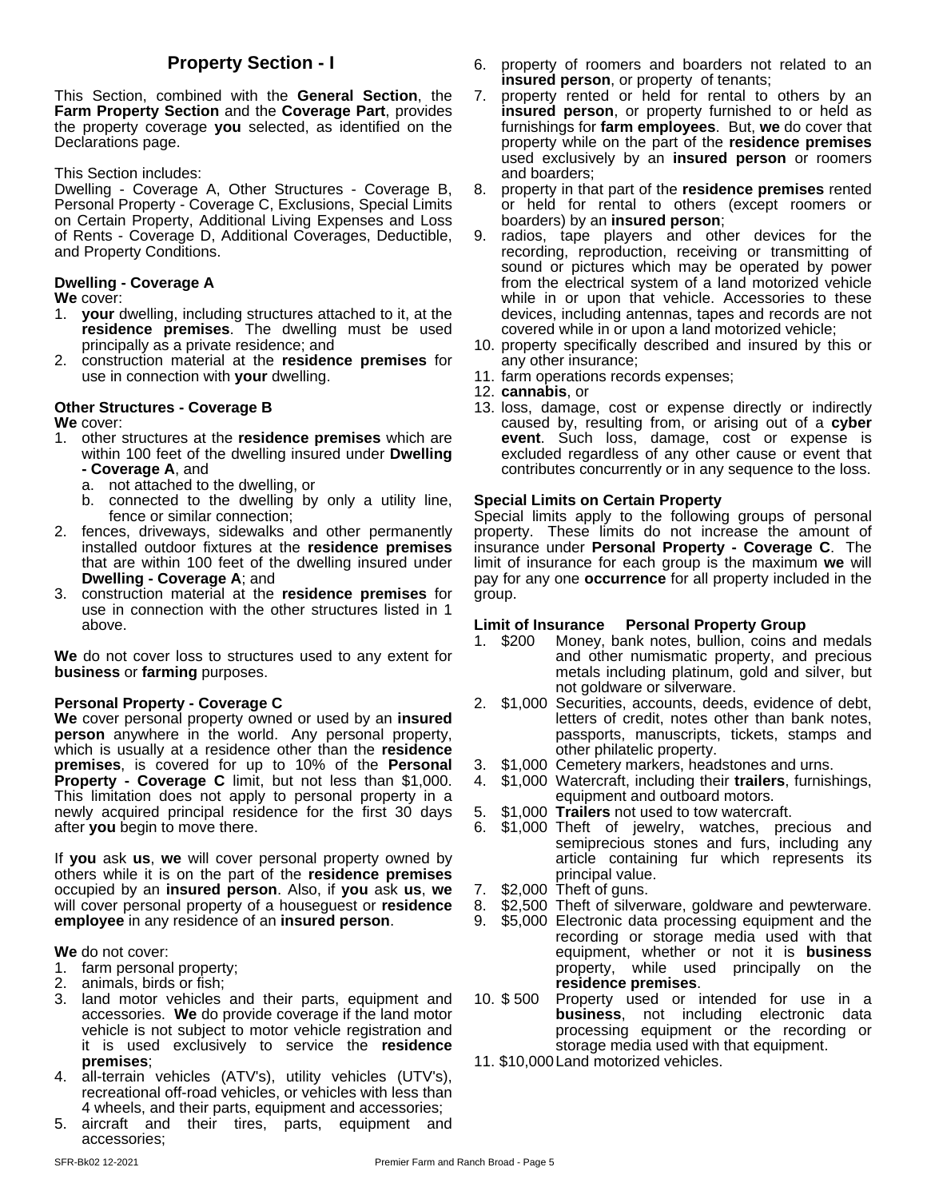## Property Section - I

This Section, combined with the **General Section**, the **Farm Property Section** and the **Coverage Part**, provides the property coverage **you** selected, as identified on the Declarations page.

This Section includes:
Dwelling - Coverage A, Other Structures - Coverage B, Personal Property - Coverage C, Exclusions, Special Limits on Certain Property, Additional Living Expenses and Loss of Rents - Coverage D, Additional Coverages, Deductible, and Property Conditions.

### Dwelling - Coverage A

**We** cover:

1. **your** dwelling, including structures attached to it, at the **residence premises**. The dwelling must be used principally as a private residence; and
2. construction material at the **residence premises** for use in connection with **your** dwelling.

### Other Structures - Coverage B

**We** cover:

1. other structures at the **residence premises** which are within 100 feet of the dwelling insured under **Dwelling - Coverage A**, and
   a. not attached to the dwelling, or
   b. connected to the dwelling by only a utility line, fence or similar connection;
2. fences, driveways, sidewalks and other permanently installed outdoor fixtures at the **residence premises** that are within 100 feet of the dwelling insured under **Dwelling - Coverage A**; and
3. construction material at the **residence premises** for use in connection with the other structures listed in 1 above.

**We** do not cover loss to structures used to any extent for **business** or **farming** purposes.

### Personal Property - Coverage C

**We** cover personal property owned or used by an **insured person** anywhere in the world. Any personal property, which is usually at a residence other than the **residence premises**, is covered for up to 10% of the **Personal Property - Coverage C** limit, but not less than $1,000. This limitation does not apply to personal property in a newly acquired principal residence for the first 30 days after **you** begin to move there.

If **you** ask **us**, **we** will cover personal property owned by others while it is on the part of the **residence premises** occupied by an **insured person**. Also, if **you** ask **us**, **we** will cover personal property of a houseguest or **residence employee** in any residence of an **insured person**.

**We** do not cover:

1. farm personal property;
2. animals, birds or fish;
3. land motor vehicles and their parts, equipment and accessories. **We** do provide coverage if the land motor vehicle is not subject to motor vehicle registration and it is used exclusively to service the **residence premises**;
4. all-terrain vehicles (ATV's), utility vehicles (UTV's), recreational off-road vehicles, or vehicles with less than 4 wheels, and their parts, equipment and accessories;
5. aircraft and their tires, parts, equipment and accessories;
6. property of roomers and boarders not related to an **insured person**, or property of tenants;
7. property rented or held for rental to others by an **insured person**, or property furnished to or held as furnishings for **farm employees**. But, **we** do cover that property while on the part of the **residence premises** used exclusively by an **insured person** or roomers and boarders;
8. property in that part of the **residence premises** rented or held for rental to others (except roomers or boarders) by an **insured person**;
9. radios, tape players and other devices for the recording, reproduction, receiving or transmitting of sound or pictures which may be operated by power from the electrical system of a land motorized vehicle while in or upon that vehicle. Accessories to these devices, including antennas, tapes and records are not covered while in or upon a land motorized vehicle;
10. property specifically described and insured by this or any other insurance;
11. farm operations records expenses;
12. **cannabis**, or
13. loss, damage, cost or expense directly or indirectly caused by, resulting from, or arising out of a **cyber event**. Such loss, damage, cost or expense is excluded regardless of any other cause or event that contributes concurrently or in any sequence to the loss.

### Special Limits on Certain Property

Special limits apply to the following groups of personal property. These limits do not increase the amount of insurance under **Personal Property - Coverage C**. The limit of insurance for each group is the maximum **we** will pay for any one **occurrence** for all property included in the group.

| | Limit of Insurance | Personal Property Group |
|---|---|---|
| 1. | $200 | Money, bank notes, bullion, coins and medals and other numismatic property, and precious metals including platinum, gold and silver, but not goldware or silverware. |
| 2. | $1,000 | Securities, accounts, deeds, evidence of debt, letters of credit, notes other than bank notes, passports, manuscripts, tickets, stamps and other philatelic property. |
| 3. | $1,000 | Cemetery markers, headstones and urns. |
| 4. | $1,000 | Watercraft, including their **trailers**, furnishings, equipment and outboard motors. |
| 5. | $1,000 | **Trailers** not used to tow watercraft. |
| 6. | $1,000 | Theft of jewelry, watches, precious and semiprecious stones and furs, including any article containing fur which represents its principal value. |
| 7. | $2,000 | Theft of guns. |
| 8. | $2,500 | Theft of silverware, goldware and pewterware. |
| 9. | $5,000 | Electronic data processing equipment and the recording or storage media used with that equipment, whether or not it is **business** property, while used principally on the **residence premises**. |
| 10. | $ 500 | Property used or intended for use in a **business**, not including electronic data processing equipment or the recording or storage media used with that equipment. |
| 11. | $10,000 | Land motorized vehicles. |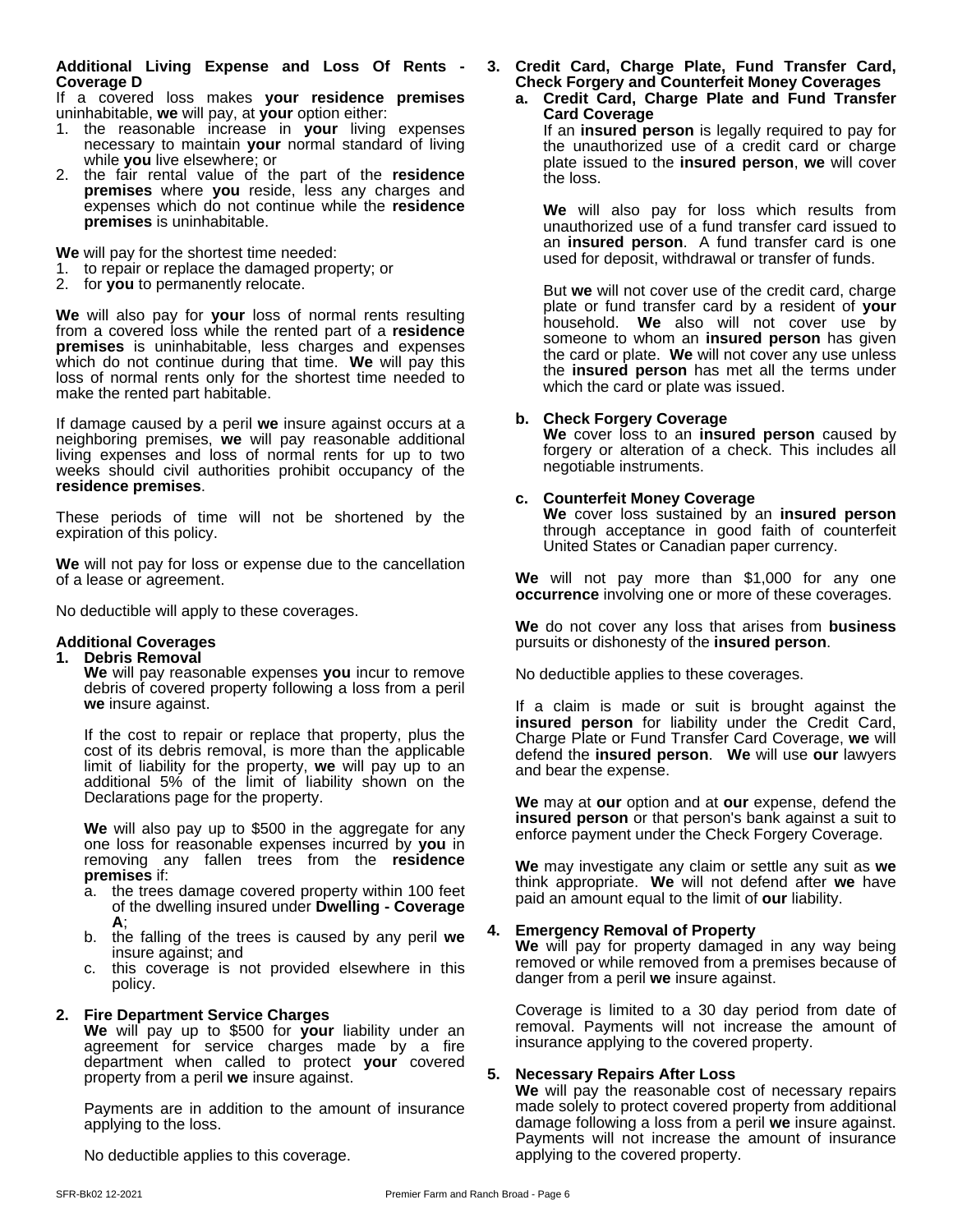**Additional Living Expense and Loss Of Rents - Coverage D**

If a covered loss makes **your residence premises** uninhabitable, **we** will pay, at **your** option either:

1. the reasonable increase in **your** living expenses necessary to maintain **your** normal standard of living while **you** live elsewhere; or
2. the fair rental value of the part of the **residence premises** where **you** reside, less any charges and expenses which do not continue while the **residence premises** is uninhabitable.

**We** will pay for the shortest time needed:

1. to repair or replace the damaged property; or
2. for **you** to permanently relocate.

**We** will also pay for **your** loss of normal rents resulting from a covered loss while the rented part of a **residence premises** is uninhabitable, less charges and expenses which do not continue during that time. **We** will pay this loss of normal rents only for the shortest time needed to make the rented part habitable.

If damage caused by a peril **we** insure against occurs at a neighboring premises, **we** will pay reasonable additional living expenses and loss of normal rents for up to two weeks should civil authorities prohibit occupancy of the **residence premises**.

These periods of time will not be shortened by the expiration of this policy.

**We** will not pay for loss or expense due to the cancellation of a lease or agreement.

No deductible will apply to these coverages.

**Additional Coverages**

1. **Debris Removal**

   **We** will pay reasonable expenses **you** incur to remove debris of covered property following a loss from a peril **we** insure against.

   If the cost to repair or replace that property, plus the cost of its debris removal, is more than the applicable limit of liability for the property, **we** will pay up to an additional 5% of the limit of liability shown on the Declarations page for the property.

   **We** will also pay up to $500 in the aggregate for any one loss for reasonable expenses incurred by **you** in removing any fallen trees from the **residence premises** if:

   a. the trees damage covered property within 100 feet of the dwelling insured under **Dwelling - Coverage A**;
   b. the falling of the trees is caused by any peril **we** insure against; and
   c. this coverage is not provided elsewhere in this policy.

2. **Fire Department Service Charges**

   **We** will pay up to $500 for **your** liability under an agreement for service charges made by a fire department when called to protect **your** covered property from a peril **we** insure against.

   Payments are in addition to the amount of insurance applying to the loss.

   No deductible applies to this coverage.

3. **Credit Card, Charge Plate, Fund Transfer Card, Check Forgery and Counterfeit Money Coverages**

   a. **Credit Card, Charge Plate and Fund Transfer Card Coverage**

   If an **insured person** is legally required to pay for the unauthorized use of a credit card or charge plate issued to the **insured person**, **we** will cover the loss.

   **We** will also pay for loss which results from unauthorized use of a fund transfer card issued to an **insured person**. A fund transfer card is one used for deposit, withdrawal or transfer of funds.

   But **we** will not cover use of the credit card, charge plate or fund transfer card by a resident of **your** household. **We** also will not cover use by someone to whom an **insured person** has given the card or plate. **We** will not cover any use unless the **insured person** has met all the terms under which the card or plate was issued.

   b. **Check Forgery Coverage**

   **We** cover loss to an **insured person** caused by forgery or alteration of a check. This includes all negotiable instruments.

   c. **Counterfeit Money Coverage**

   **We** cover loss sustained by an **insured person** through acceptance in good faith of counterfeit United States or Canadian paper currency.

   **We** will not pay more than $1,000 for any one **occurrence** involving one or more of these coverages.

   **We** do not cover any loss that arises from **business** pursuits or dishonesty of the **insured person**.

   No deductible applies to these coverages.

   If a claim is made or suit is brought against the **insured person** for liability under the Credit Card, Charge Plate or Fund Transfer Card Coverage, **we** will defend the **insured person**. **We** will use **our** lawyers and bear the expense.

   **We** may at **our** option and at **our** expense, defend the **insured person** or that person's bank against a suit to enforce payment under the Check Forgery Coverage.

   **We** may investigate any claim or settle any suit as **we** think appropriate. **We** will not defend after **we** have paid an amount equal to the limit of **our** liability.

4. **Emergency Removal of Property**

   **We** will pay for property damaged in any way being removed or while removed from a premises because of danger from a peril **we** insure against.

   Coverage is limited to a 30 day period from date of removal. Payments will not increase the amount of insurance applying to the covered property.

5. **Necessary Repairs After Loss**

   **We** will pay the reasonable cost of necessary repairs made solely to protect covered property from additional damage following a loss from a peril **we** insure against. Payments will not increase the amount of insurance applying to the covered property.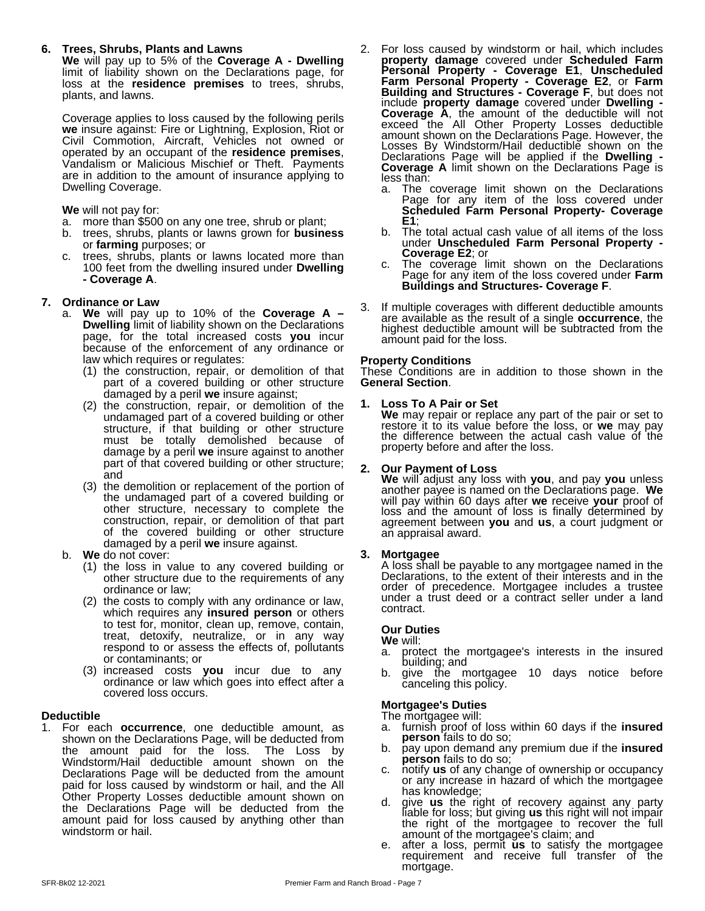**6. Trees, Shrubs, Plants and Lawns**

**We** will pay up to 5% of the **Coverage A - Dwelling** limit of liability shown on the Declarations page, for loss at the **residence premises** to trees, shrubs, plants, and lawns.

Coverage applies to loss caused by the following perils **we** insure against: Fire or Lightning, Explosion, Riot or Civil Commotion, Aircraft, Vehicles not owned or operated by an occupant of the **residence premises**, Vandalism or Malicious Mischief or Theft. Payments are in addition to the amount of insurance applying to Dwelling Coverage.

**We** will not pay for:

a. more than $500 on any one tree, shrub or plant;
b. trees, shrubs, plants or lawns grown for **business** or **farming** purposes; or
c. trees, shrubs, plants or lawns located more than 100 feet from the dwelling insured under **Dwelling - Coverage A**.

**7. Ordinance or Law**

a. **We** will pay up to 10% of the **Coverage A – Dwelling** limit of liability shown on the Declarations page, for the total increased costs **you** incur because of the enforcement of any ordinance or law which requires or regulates:
   (1) the construction, repair, or demolition of that part of a covered building or other structure damaged by a peril **we** insure against;
   (2) the construction, repair, or demolition of the undamaged part of a covered building or other structure, if that building or other structure must be totally demolished because of damage by a peril **we** insure against to another part of that covered building or other structure; and
   (3) the demolition or replacement of the portion of the undamaged part of a covered building or other structure, necessary to complete the construction, repair, or demolition of that part of the covered building or other structure damaged by a peril **we** insure against.
b. **We** do not cover:
   (1) the loss in value to any covered building or other structure due to the requirements of any ordinance or law;
   (2) the costs to comply with any ordinance or law, which requires any **insured person** or others to test for, monitor, clean up, remove, contain, treat, detoxify, neutralize, or in any way respond to or assess the effects of, pollutants or contaminants; or
   (3) increased costs **you** incur due to any ordinance or law which goes into effect after a covered loss occurs.

**Deductible**

1. For each **occurrence**, one deductible amount, as shown on the Declarations Page, will be deducted from the amount paid for the loss. The Loss by Windstorm/Hail deductible amount shown on the Declarations Page will be deducted from the amount paid for loss caused by windstorm or hail, and the All Other Property Losses deductible amount shown on the Declarations Page will be deducted from the amount paid for loss caused by anything other than windstorm or hail.
2. For loss caused by windstorm or hail, which includes **property damage** covered under **Scheduled Farm Personal Property - Coverage E1**, **Unscheduled Farm Personal Property - Coverage E2**, or **Farm Building and Structures - Coverage F**, but does not include **property damage** covered under **Dwelling - Coverage A**, the amount of the deductible will not exceed the All Other Property Losses deductible amount shown on the Declarations Page. However, the Losses By Windstorm/Hail deductible shown on the Declarations Page will be applied if the **Dwelling - Coverage A** limit shown on the Declarations Page is less than:
   a. The coverage limit shown on the Declarations Page for any item of the loss covered under **Scheduled Farm Personal Property- Coverage E1**;
   b. The total actual cash value of all items of the loss under **Unscheduled Farm Personal Property - Coverage E2**; or
   c. The coverage limit shown on the Declarations Page for any item of the loss covered under **Farm Buildings and Structures- Coverage F**.
3. If multiple coverages with different deductible amounts are available as the result of a single **occurrence**, the highest deductible amount will be subtracted from the amount paid for the loss.

**Property Conditions**

These Conditions are in addition to those shown in the **General Section**.

**1. Loss To A Pair or Set**

**We** may repair or replace any part of the pair or set to restore it to its value before the loss, or **we** may pay the difference between the actual cash value of the property before and after the loss.

**2. Our Payment of Loss**

**We** will adjust any loss with **you**, and pay **you** unless another payee is named on the Declarations page. **We** will pay within 60 days after **we** receive **your** proof of loss and the amount of loss is finally determined by agreement between **you** and **us**, a court judgment or an appraisal award.

**3. Mortgagee**

A loss shall be payable to any mortgagee named in the Declarations, to the extent of their interests and in the order of precedence. Mortgagee includes a trustee under a trust deed or a contract seller under a land contract.

**Our Duties**

**We** will:

a. protect the mortgagee's interests in the insured building; and
b. give the mortgagee 10 days notice before canceling this policy.

**Mortgagee's Duties**

The mortgagee will:

a. furnish proof of loss within 60 days if the **insured person** fails to do so;
b. pay upon demand any premium due if the **insured person** fails to do so;
c. notify **us** of any change of ownership or occupancy or any increase in hazard of which the mortgagee has knowledge;
d. give **us** the right of recovery against any party liable for loss; but giving **us** this right will not impair the right of the mortgagee to recover the full amount of the mortgagee's claim; and
e. after a loss, permit **us** to satisfy the mortgagee requirement and receive full transfer of the mortgage.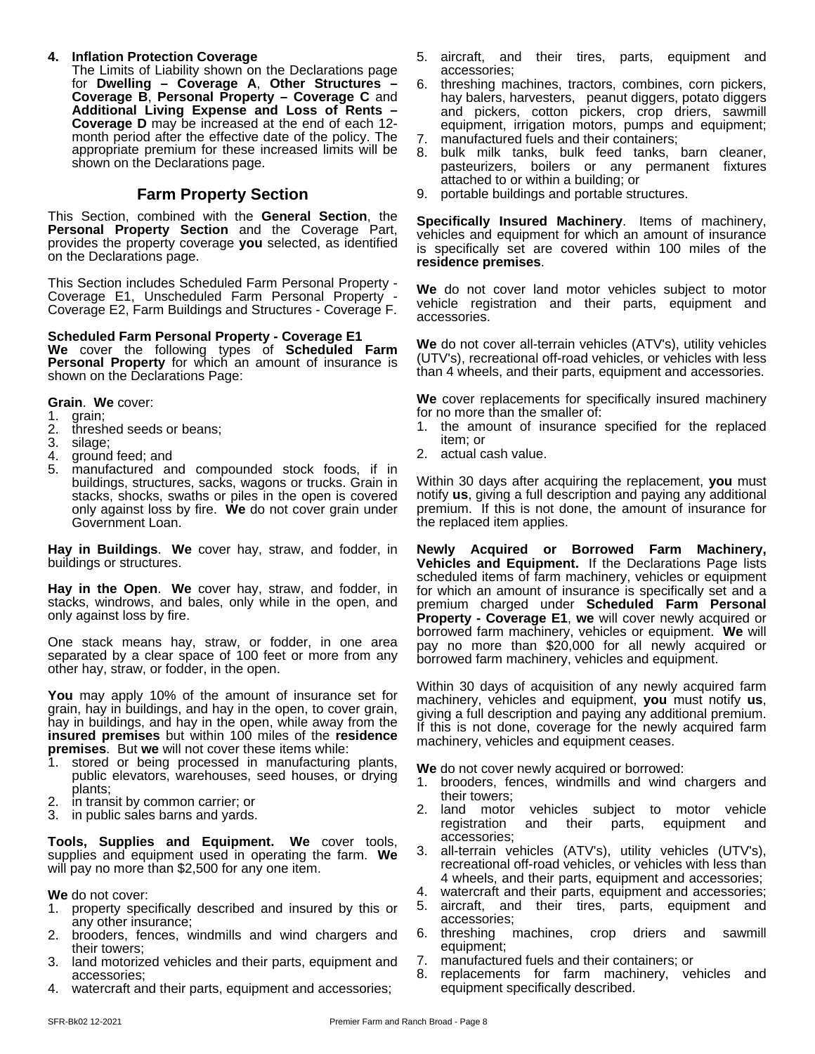**4. Inflation Protection Coverage**

The Limits of Liability shown on the Declarations page for **Dwelling – Coverage A**, **Other Structures – Coverage B**, **Personal Property – Coverage C** and **Additional Living Expense and Loss of Rents – Coverage D** may be increased at the end of each 12-month period after the effective date of the policy. The appropriate premium for these increased limits will be shown on the Declarations page.

## Farm Property Section

This Section, combined with the **General Section**, the **Personal Property Section** and the Coverage Part, provides the property coverage **you** selected, as identified on the Declarations page.

This Section includes Scheduled Farm Personal Property - Coverage E1, Unscheduled Farm Personal Property - Coverage E2, Farm Buildings and Structures - Coverage F.

**Scheduled Farm Personal Property - Coverage E1**

**We** cover the following types of **Scheduled Farm Personal Property** for which an amount of insurance is shown on the Declarations Page:

**Grain**. **We** cover:

1. grain;
2. threshed seeds or beans;
3. silage;
4. ground feed; and
5. manufactured and compounded stock foods, if in buildings, structures, sacks, wagons or trucks. Grain in stacks, shocks, swaths or piles in the open is covered only against loss by fire. **We** do not cover grain under Government Loan.

**Hay in Buildings**. **We** cover hay, straw, and fodder, in buildings or structures.

**Hay in the Open**. **We** cover hay, straw, and fodder, in stacks, windrows, and bales, only while in the open, and only against loss by fire.

One stack means hay, straw, or fodder, in one area separated by a clear space of 100 feet or more from any other hay, straw, or fodder, in the open.

**You** may apply 10% of the amount of insurance set for grain, hay in buildings, and hay in the open, to cover grain, hay in buildings, and hay in the open, while away from the **insured premises** but within 100 miles of the **residence premises**. But **we** will not cover these items while:

1. stored or being processed in manufacturing plants, public elevators, warehouses, seed houses, or drying plants;
2. in transit by common carrier; or
3. in public sales barns and yards.

**Tools, Supplies and Equipment.** **We** cover tools, supplies and equipment used in operating the farm. **We** will pay no more than $2,500 for any one item.

**We** do not cover:

1. property specifically described and insured by this or any other insurance;
2. brooders, fences, windmills and wind chargers and their towers;
3. land motorized vehicles and their parts, equipment and accessories;
4. watercraft and their parts, equipment and accessories;
5. aircraft, and their tires, parts, equipment and accessories;
6. threshing machines, tractors, combines, corn pickers, hay balers, harvesters, peanut diggers, potato diggers and pickers, cotton pickers, crop driers, sawmill equipment, irrigation motors, pumps and equipment;
7. manufactured fuels and their containers;
8. bulk milk tanks, bulk feed tanks, barn cleaner, pasteurizers, boilers or any permanent fixtures attached to or within a building; or
9. portable buildings and portable structures.

**Specifically Insured Machinery**. Items of machinery, vehicles and equipment for which an amount of insurance is specifically set are covered within 100 miles of the **residence premises**.

**We** do not cover land motor vehicles subject to motor vehicle registration and their parts, equipment and accessories.

**We** do not cover all-terrain vehicles (ATV's), utility vehicles (UTV's), recreational off-road vehicles, or vehicles with less than 4 wheels, and their parts, equipment and accessories.

**We** cover replacements for specifically insured machinery for no more than the smaller of:

1. the amount of insurance specified for the replaced item; or
2. actual cash value.

Within 30 days after acquiring the replacement, **you** must notify **us**, giving a full description and paying any additional premium. If this is not done, the amount of insurance for the replaced item applies.

**Newly Acquired or Borrowed Farm Machinery, Vehicles and Equipment.** If the Declarations Page lists scheduled items of farm machinery, vehicles or equipment for which an amount of insurance is specifically set and a premium charged under **Scheduled Farm Personal Property - Coverage E1**, **we** will cover newly acquired or borrowed farm machinery, vehicles or equipment. **We** will pay no more than $20,000 for all newly acquired or borrowed farm machinery, vehicles and equipment.

Within 30 days of acquisition of any newly acquired farm machinery, vehicles and equipment, **you** must notify **us**, giving a full description and paying any additional premium. If this is not done, coverage for the newly acquired farm machinery, vehicles and equipment ceases.

**We** do not cover newly acquired or borrowed:

1. brooders, fences, windmills and wind chargers and their towers;
2. land motor vehicles subject to motor vehicle registration and their parts, equipment and accessories;
3. all-terrain vehicles (ATV's), utility vehicles (UTV's), recreational off-road vehicles, or vehicles with less than 4 wheels, and their parts, equipment and accessories;
4. watercraft and their parts, equipment and accessories;
5. aircraft, and their tires, parts, equipment and accessories;
6. threshing machines, crop driers and sawmill equipment;
7. manufactured fuels and their containers; or
8. replacements for farm machinery, vehicles and equipment specifically described.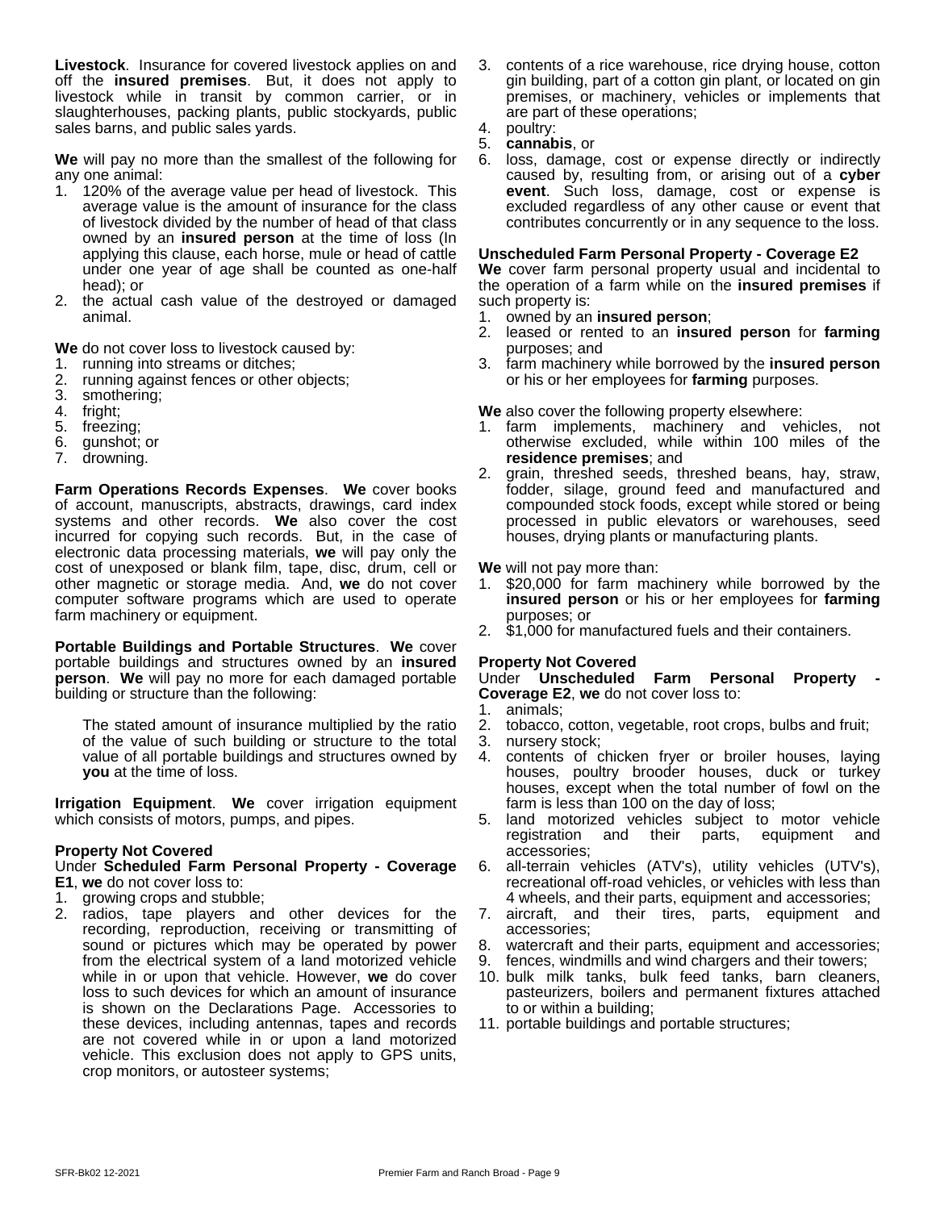**Livestock**. Insurance for covered livestock applies on and off the **insured premises**. But, it does not apply to livestock while in transit by common carrier, or in slaughterhouses, packing plants, public stockyards, public sales barns, and public sales yards.

**We** will pay no more than the smallest of the following for any one animal:

1. 120% of the average value per head of livestock. This average value is the amount of insurance for the class of livestock divided by the number of head of that class owned by an **insured person** at the time of loss (In applying this clause, each horse, mule or head of cattle under one year of age shall be counted as one-half head); or
2. the actual cash value of the destroyed or damaged animal.

**We** do not cover loss to livestock caused by:

1. running into streams or ditches;
2. running against fences or other objects;
3. smothering;
4. fright;
5. freezing;
6. gunshot; or
7. drowning.

**Farm Operations Records Expenses**. **We** cover books of account, manuscripts, abstracts, drawings, card index systems and other records. **We** also cover the cost incurred for copying such records. But, in the case of electronic data processing materials, **we** will pay only the cost of unexposed or blank film, tape, disc, drum, cell or other magnetic or storage media. And, **we** do not cover computer software programs which are used to operate farm machinery or equipment.

**Portable Buildings and Portable Structures**. **We** cover portable buildings and structures owned by an **insured person**. **We** will pay no more for each damaged portable building or structure than the following:

The stated amount of insurance multiplied by the ratio of the value of such building or structure to the total value of all portable buildings and structures owned by **you** at the time of loss.

**Irrigation Equipment**. **We** cover irrigation equipment which consists of motors, pumps, and pipes.

**Property Not Covered**
Under **Scheduled Farm Personal Property - Coverage E1**, **we** do not cover loss to:

1. growing crops and stubble;
2. radios, tape players and other devices for the recording, reproduction, receiving or transmitting of sound or pictures which may be operated by power from the electrical system of a land motorized vehicle while in or upon that vehicle. However, **we** do cover loss to such devices for which an amount of insurance is shown on the Declarations Page. Accessories to these devices, including antennas, tapes and records are not covered while in or upon a land motorized vehicle. This exclusion does not apply to GPS units, crop monitors, or autosteer systems;
3. contents of a rice warehouse, rice drying house, cotton gin building, part of a cotton gin plant, or located on gin premises, or machinery, vehicles or implements that are part of these operations;
4. poultry:
5. **cannabis**, or
6. loss, damage, cost or expense directly or indirectly caused by, resulting from, or arising out of a **cyber event**. Such loss, damage, cost or expense is excluded regardless of any other cause or event that contributes concurrently or in any sequence to the loss.

**Unscheduled Farm Personal Property - Coverage E2**
**We** cover farm personal property usual and incidental to the operation of a farm while on the **insured premises** if such property is:

1. owned by an **insured person**;
2. leased or rented to an **insured person** for **farming** purposes; and
3. farm machinery while borrowed by the **insured person** or his or her employees for **farming** purposes.

**We** also cover the following property elsewhere:

1. farm implements, machinery and vehicles, not otherwise excluded, while within 100 miles of the **residence premises**; and
2. grain, threshed seeds, threshed beans, hay, straw, fodder, silage, ground feed and manufactured and compounded stock foods, except while stored or being processed in public elevators or warehouses, seed houses, drying plants or manufacturing plants.

**We** will not pay more than:

1. $20,000 for farm machinery while borrowed by the **insured person** or his or her employees for **farming** purposes; or
2. $1,000 for manufactured fuels and their containers.

**Property Not Covered**
Under **Unscheduled Farm Personal Property - Coverage E2**, **we** do not cover loss to:

1. animals;
2. tobacco, cotton, vegetable, root crops, bulbs and fruit;
3. nursery stock;
4. contents of chicken fryer or broiler houses, laying houses, poultry brooder houses, duck or turkey houses, except when the total number of fowl on the farm is less than 100 on the day of loss;
5. land motorized vehicles subject to motor vehicle registration and their parts, equipment and accessories;
6. all-terrain vehicles (ATV's), utility vehicles (UTV's), recreational off-road vehicles, or vehicles with less than 4 wheels, and their parts, equipment and accessories;
7. aircraft, and their tires, parts, equipment and accessories;
8. watercraft and their parts, equipment and accessories;
9. fences, windmills and wind chargers and their towers;
10. bulk milk tanks, bulk feed tanks, barn cleaners, pasteurizers, boilers and permanent fixtures attached to or within a building;
11. portable buildings and portable structures;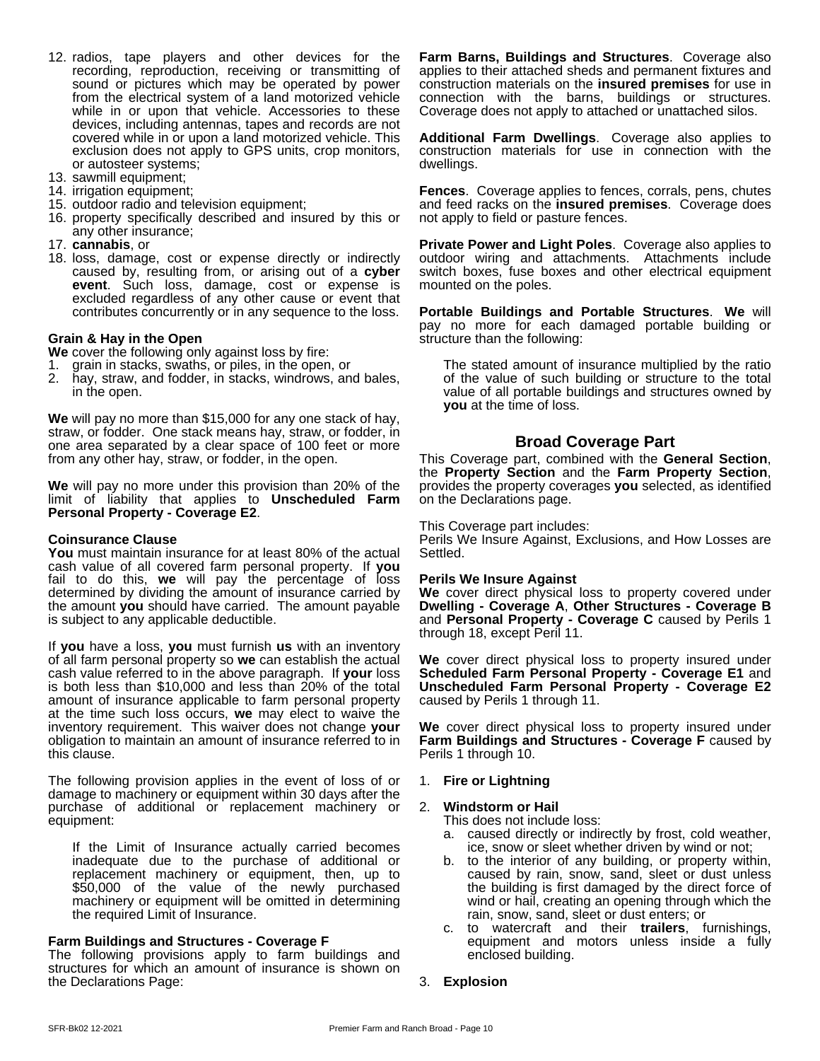12. radios, tape players and other devices for the recording, reproduction, receiving or transmitting of sound or pictures which may be operated by power from the electrical system of a land motorized vehicle while in or upon that vehicle. Accessories to these devices, including antennas, tapes and records are not covered while in or upon a land motorized vehicle. This exclusion does not apply to GPS units, crop monitors, or autosteer systems;
13. sawmill equipment;
14. irrigation equipment;
15. outdoor radio and television equipment;
16. property specifically described and insured by this or any other insurance;
17. **cannabis**, or
18. loss, damage, cost or expense directly or indirectly caused by, resulting from, or arising out of a **cyber event**. Such loss, damage, cost or expense is excluded regardless of any other cause or event that contributes concurrently or in any sequence to the loss.

**Grain & Hay in the Open**

**We** cover the following only against loss by fire:

1. grain in stacks, swaths, or piles, in the open, or
2. hay, straw, and fodder, in stacks, windrows, and bales, in the open.

**We** will pay no more than $15,000 for any one stack of hay, straw, or fodder. One stack means hay, straw, or fodder, in one area separated by a clear space of 100 feet or more from any other hay, straw, or fodder, in the open.

**We** will pay no more under this provision than 20% of the limit of liability that applies to **Unscheduled Farm Personal Property - Coverage E2**.

**Coinsurance Clause**

**You** must maintain insurance for at least 80% of the actual cash value of all covered farm personal property. If **you** fail to do this, **we** will pay the percentage of loss determined by dividing the amount of insurance carried by the amount **you** should have carried. The amount payable is subject to any applicable deductible.

If **you** have a loss, **you** must furnish **us** with an inventory of all farm personal property so **we** can establish the actual cash value referred to in the above paragraph. If **your** loss is both less than $10,000 and less than 20% of the total amount of insurance applicable to farm personal property at the time such loss occurs, **we** may elect to waive the inventory requirement. This waiver does not change **your** obligation to maintain an amount of insurance referred to in this clause.

The following provision applies in the event of loss of or damage to machinery or equipment within 30 days after the purchase of additional or replacement machinery or equipment:

> If the Limit of Insurance actually carried becomes inadequate due to the purchase of additional or replacement machinery or equipment, then, up to $50,000 of the value of the newly purchased machinery or equipment will be omitted in determining the required Limit of Insurance.

**Farm Buildings and Structures - Coverage F**

The following provisions apply to farm buildings and structures for which an amount of insurance is shown on the Declarations Page:

**Farm Barns, Buildings and Structures**. Coverage also applies to their attached sheds and permanent fixtures and construction materials on the **insured premises** for use in connection with the barns, buildings or structures. Coverage does not apply to attached or unattached silos.

**Additional Farm Dwellings**. Coverage also applies to construction materials for use in connection with the dwellings.

**Fences**. Coverage applies to fences, corrals, pens, chutes and feed racks on the **insured premises**. Coverage does not apply to field or pasture fences.

**Private Power and Light Poles**. Coverage also applies to outdoor wiring and attachments. Attachments include switch boxes, fuse boxes and other electrical equipment mounted on the poles.

**Portable Buildings and Portable Structures**. **We** will pay no more for each damaged portable building or structure than the following:

> The stated amount of insurance multiplied by the ratio of the value of such building or structure to the total value of all portable buildings and structures owned by **you** at the time of loss.

## Broad Coverage Part

This Coverage part, combined with the **General Section**, the **Property Section** and the **Farm Property Section**, provides the property coverages **you** selected, as identified on the Declarations page.

This Coverage part includes:
Perils We Insure Against, Exclusions, and How Losses are Settled.

**Perils We Insure Against**

**We** cover direct physical loss to property covered under **Dwelling - Coverage A**, **Other Structures - Coverage B** and **Personal Property - Coverage C** caused by Perils 1 through 18, except Peril 11.

**We** cover direct physical loss to property insured under **Scheduled Farm Personal Property - Coverage E1** and **Unscheduled Farm Personal Property - Coverage E2** caused by Perils 1 through 11.

**We** cover direct physical loss to property insured under **Farm Buildings and Structures - Coverage F** caused by Perils 1 through 10.

1. **Fire or Lightning**
2. **Windstorm or Hail**
   This does not include loss:
   a. caused directly or indirectly by frost, cold weather, ice, snow or sleet whether driven by wind or not;
   b. to the interior of any building, or property within, caused by rain, snow, sand, sleet or dust unless the building is first damaged by the direct force of wind or hail, creating an opening through which the rain, snow, sand, sleet or dust enters; or
   c. to watercraft and their **trailers**, furnishings, equipment and motors unless inside a fully enclosed building.
3. **Explosion**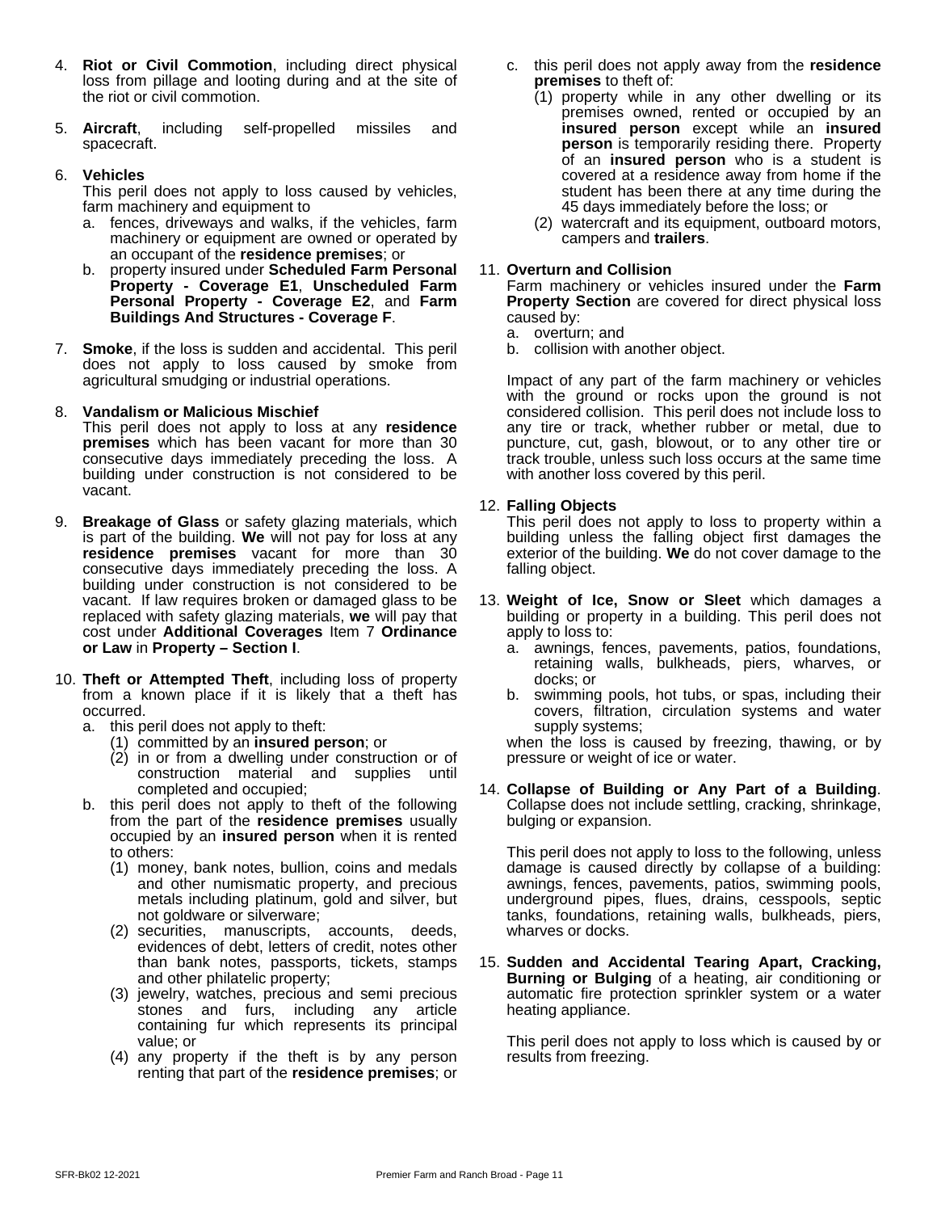4. **Riot or Civil Commotion**, including direct physical loss from pillage and looting during and at the site of the riot or civil commotion.

5. **Aircraft**, including self-propelled missiles and spacecraft.

6. **Vehicles**
   This peril does not apply to loss caused by vehicles, farm machinery and equipment to
   a. fences, driveways and walks, if the vehicles, farm machinery or equipment are owned or operated by an occupant of the **residence premises**; or
   b. property insured under **Scheduled Farm Personal Property - Coverage E1**, **Unscheduled Farm Personal Property - Coverage E2**, and **Farm Buildings And Structures - Coverage F**.

7. **Smoke**, if the loss is sudden and accidental. This peril does not apply to loss caused by smoke from agricultural smudging or industrial operations.

8. **Vandalism or Malicious Mischief**
   This peril does not apply to loss at any **residence premises** which has been vacant for more than 30 consecutive days immediately preceding the loss. A building under construction is not considered to be vacant.

9. **Breakage of Glass** or safety glazing materials, which is part of the building. **We** will not pay for loss at any **residence premises** vacant for more than 30 consecutive days immediately preceding the loss. A building under construction is not considered to be vacant. If law requires broken or damaged glass to be replaced with safety glazing materials, **we** will pay that cost under **Additional Coverages** Item 7 **Ordinance or Law** in **Property – Section I**.

10. **Theft or Attempted Theft**, including loss of property from a known place if it is likely that a theft has occurred.
    a. this peril does not apply to theft:
       (1) committed by an **insured person**; or
       (2) in or from a dwelling under construction or of construction material and supplies until completed and occupied;
    b. this peril does not apply to theft of the following from the part of the **residence premises** usually occupied by an **insured person** when it is rented to others:
       (1) money, bank notes, bullion, coins and medals and other numismatic property, and precious metals including platinum, gold and silver, but not goldware or silverware;
       (2) securities, manuscripts, accounts, deeds, evidences of debt, letters of credit, notes other than bank notes, passports, tickets, stamps and other philatelic property;
       (3) jewelry, watches, precious and semi precious stones and furs, including any article containing fur which represents its principal value; or
       (4) any property if the theft is by any person renting that part of the **residence premises**; or
    c. this peril does not apply away from the **residence premises** to theft of:
       (1) property while in any other dwelling or its premises owned, rented or occupied by an **insured person** except while an **insured person** is temporarily residing there. Property of an **insured person** who is a student is covered at a residence away from home if the student has been there at any time during the 45 days immediately before the loss; or
       (2) watercraft and its equipment, outboard motors, campers and **trailers**.

11. **Overturn and Collision**
    Farm machinery or vehicles insured under the **Farm Property Section** are covered for direct physical loss caused by:
    a. overturn; and
    b. collision with another object.

    Impact of any part of the farm machinery or vehicles with the ground or rocks upon the ground is not considered collision. This peril does not include loss to any tire or track, whether rubber or metal, due to puncture, cut, gash, blowout, or to any other tire or track trouble, unless such loss occurs at the same time with another loss covered by this peril.

12. **Falling Objects**
    This peril does not apply to loss to property within a building unless the falling object first damages the exterior of the building. **We** do not cover damage to the falling object.

13. **Weight of Ice, Snow or Sleet** which damages a building or property in a building. This peril does not apply to loss to:
    a. awnings, fences, pavements, patios, foundations, retaining walls, bulkheads, piers, wharves, or docks; or
    b. swimming pools, hot tubs, or spas, including their covers, filtration, circulation systems and water supply systems;

    when the loss is caused by freezing, thawing, or by pressure or weight of ice or water.

14. **Collapse of Building or Any Part of a Building**. Collapse does not include settling, cracking, shrinkage, bulging or expansion.

    This peril does not apply to loss to the following, unless damage is caused directly by collapse of a building: awnings, fences, pavements, patios, swimming pools, underground pipes, flues, drains, cesspools, septic tanks, foundations, retaining walls, bulkheads, piers, wharves or docks.

15. **Sudden and Accidental Tearing Apart, Cracking, Burning or Bulging** of a heating, air conditioning or automatic fire protection sprinkler system or a water heating appliance.

    This peril does not apply to loss which is caused by or results from freezing.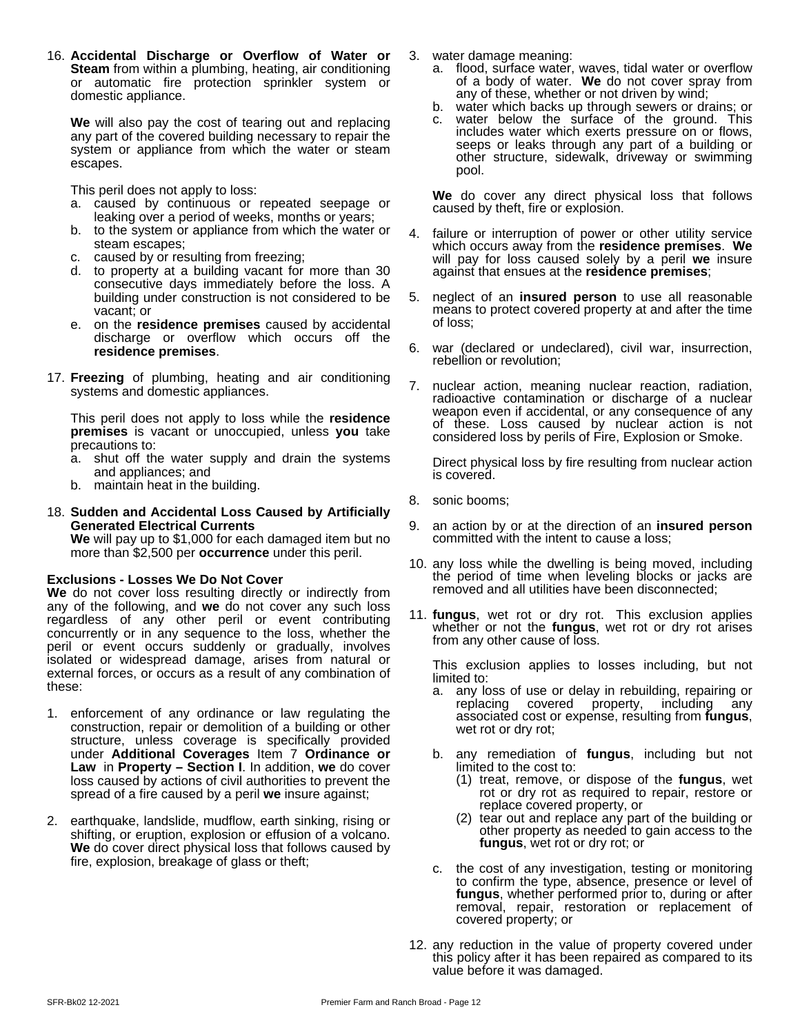16. **Accidental Discharge or Overflow of Water or Steam** from within a plumbing, heating, air conditioning or automatic fire protection sprinkler system or domestic appliance.

    **We** will also pay the cost of tearing out and replacing any part of the covered building necessary to repair the system or appliance from which the water or steam escapes.

    This peril does not apply to loss:
    a. caused by continuous or repeated seepage or leaking over a period of weeks, months or years;
    b. to the system or appliance from which the water or steam escapes;
    c. caused by or resulting from freezing;
    d. to property at a building vacant for more than 30 consecutive days immediately before the loss. A building under construction is not considered to be vacant; or
    e. on the **residence premises** caused by accidental discharge or overflow which occurs off the **residence premises**.

17. **Freezing** of plumbing, heating and air conditioning systems and domestic appliances.

    This peril does not apply to loss while the **residence premises** is vacant or unoccupied, unless **you** take precautions to:
    a. shut off the water supply and drain the systems and appliances; and
    b. maintain heat in the building.

18. **Sudden and Accidental Loss Caused by Artificially Generated Electrical Currents**
    **We** will pay up to $1,000 for each damaged item but no more than $2,500 per **occurrence** under this peril.

**Exclusions - Losses We Do Not Cover**
**We** do not cover loss resulting directly or indirectly from any of the following, and **we** do not cover any such loss regardless of any other peril or event contributing concurrently or in any sequence to the loss, whether the peril or event occurs suddenly or gradually, involves isolated or widespread damage, arises from natural or external forces, or occurs as a result of any combination of these:

1. enforcement of any ordinance or law regulating the construction, repair or demolition of a building or other structure, unless coverage is specifically provided under **Additional Coverages** Item 7 **Ordinance or Law** in **Property – Section I**. In addition, **we** do cover loss caused by actions of civil authorities to prevent the spread of a fire caused by a peril **we** insure against;

2. earthquake, landslide, mudflow, earth sinking, rising or shifting, or eruption, explosion or effusion of a volcano. **We** do cover direct physical loss that follows caused by fire, explosion, breakage of glass or theft;

3. water damage meaning:
   a. flood, surface water, waves, tidal water or overflow of a body of water. **We** do not cover spray from any of these, whether or not driven by wind;
   b. water which backs up through sewers or drains; or
   c. water below the surface of the ground. This includes water which exerts pressure on or flows, seeps or leaks through any part of a building or other structure, sidewalk, driveway or swimming pool.

   **We** do cover any direct physical loss that follows caused by theft, fire or explosion.

4. failure or interruption of power or other utility service which occurs away from the **residence premises**. **We** will pay for loss caused solely by a peril **we** insure against that ensues at the **residence premises**;

5. neglect of an **insured person** to use all reasonable means to protect covered property at and after the time of loss;

6. war (declared or undeclared), civil war, insurrection, rebellion or revolution;

7. nuclear action, meaning nuclear reaction, radiation, radioactive contamination or discharge of a nuclear weapon even if accidental, or any consequence of any of these. Loss caused by nuclear action is not considered loss by perils of Fire, Explosion or Smoke.

   Direct physical loss by fire resulting from nuclear action is covered.

8. sonic booms;

9. an action by or at the direction of an **insured person** committed with the intent to cause a loss;

10. any loss while the dwelling is being moved, including the period of time when leveling blocks or jacks are removed and all utilities have been disconnected;

11. **fungus**, wet rot or dry rot. This exclusion applies whether or not the **fungus**, wet rot or dry rot arises from any other cause of loss.

    This exclusion applies to losses including, but not limited to:
    a. any loss of use or delay in rebuilding, repairing or replacing covered property, including any associated cost or expense, resulting from **fungus**, wet rot or dry rot;

    b. any remediation of **fungus**, including but not limited to the cost to:
       (1) treat, remove, or dispose of the **fungus**, wet rot or dry rot as required to repair, restore or replace covered property, or
       (2) tear out and replace any part of the building or other property as needed to gain access to the **fungus**, wet rot or dry rot; or

    c. the cost of any investigation, testing or monitoring to confirm the type, absence, presence or level of **fungus**, whether performed prior to, during or after removal, repair, restoration or replacement of covered property; or

12. any reduction in the value of property covered under this policy after it has been repaired as compared to its value before it was damaged.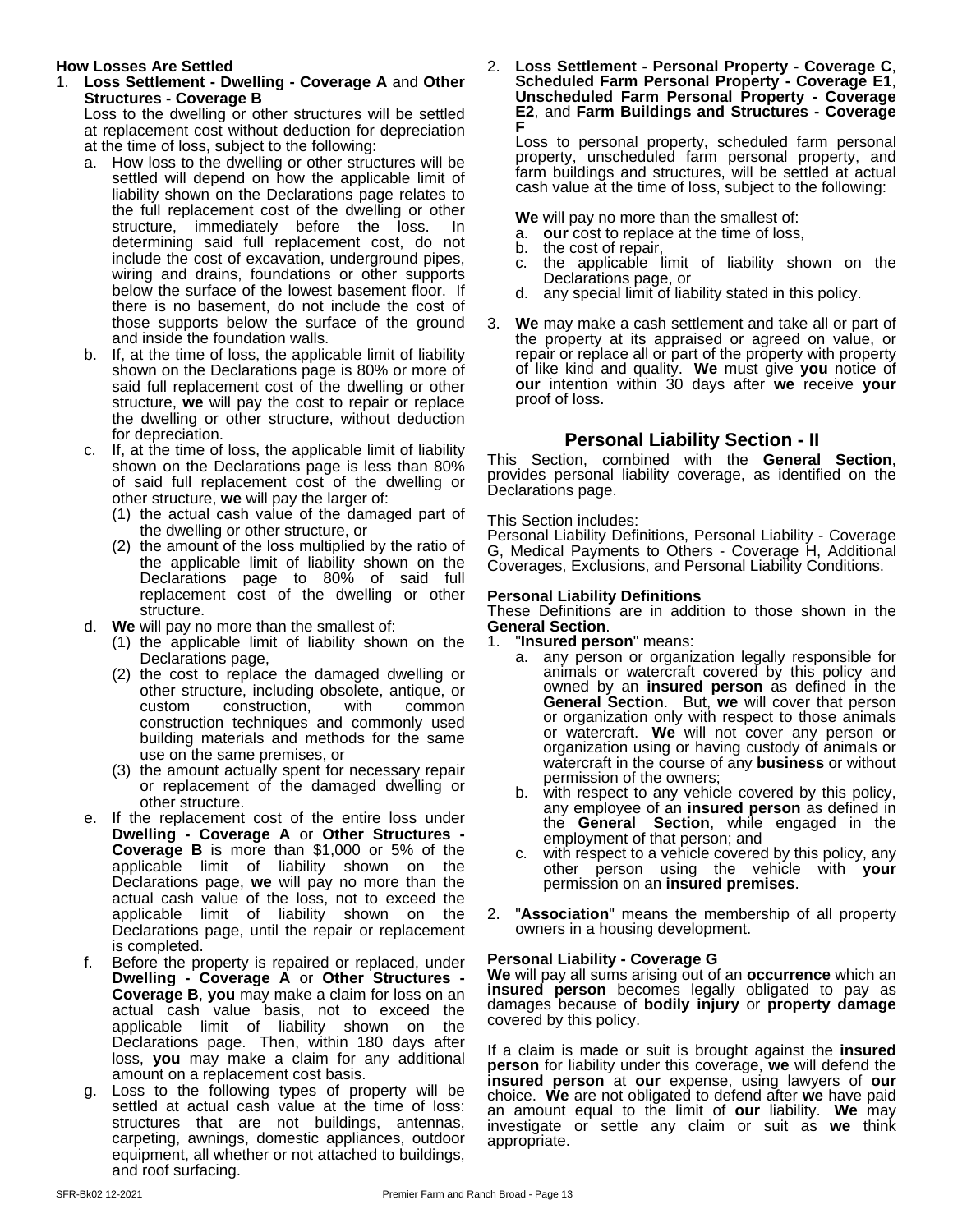**How Losses Are Settled**

1. **Loss Settlement - Dwelling - Coverage A** and **Other Structures - Coverage B**

   Loss to the dwelling or other structures will be settled at replacement cost without deduction for depreciation at the time of loss, subject to the following:

   a. How loss to the dwelling or other structures will be settled will depend on how the applicable limit of liability shown on the Declarations page relates to the full replacement cost of the dwelling or other structure, immediately before the loss. In determining said full replacement cost, do not include the cost of excavation, underground pipes, wiring and drains, foundations or other supports below the surface of the lowest basement floor. If there is no basement, do not include the cost of those supports below the surface of the ground and inside the foundation walls.

   b. If, at the time of loss, the applicable limit of liability shown on the Declarations page is 80% or more of said full replacement cost of the dwelling or other structure, **we** will pay the cost to repair or replace the dwelling or other structure, without deduction for depreciation.

   c. If, at the time of loss, the applicable limit of liability shown on the Declarations page is less than 80% of said full replacement cost of the dwelling or other structure, **we** will pay the larger of:

      (1) the actual cash value of the damaged part of the dwelling or other structure, or

      (2) the amount of the loss multiplied by the ratio of the applicable limit of liability shown on the Declarations page to 80% of said full replacement cost of the dwelling or other structure.

   d. **We** will pay no more than the smallest of:

      (1) the applicable limit of liability shown on the Declarations page,

      (2) the cost to replace the damaged dwelling or other structure, including obsolete, antique, or custom construction, with common construction techniques and commonly used building materials and methods for the same use on the same premises, or

      (3) the amount actually spent for necessary repair or replacement of the damaged dwelling or other structure.

   e. If the replacement cost of the entire loss under **Dwelling - Coverage A** or **Other Structures - Coverage B** is more than $1,000 or 5% of the applicable limit of liability shown on the Declarations page, **we** will pay no more than the actual cash value of the loss, not to exceed the applicable limit of liability shown on the Declarations page, until the repair or replacement is completed.

   f. Before the property is repaired or replaced, under **Dwelling - Coverage A** or **Other Structures - Coverage B**, **you** may make a claim for loss on an actual cash value basis, not to exceed the applicable limit of liability shown on the Declarations page. Then, within 180 days after loss, **you** may make a claim for any additional amount on a replacement cost basis.

   g. Loss to the following types of property will be settled at actual cash value at the time of loss: structures that are not buildings, antennas, carpeting, awnings, domestic appliances, outdoor equipment, all whether or not attached to buildings, and roof surfacing.

2. **Loss Settlement - Personal Property - Coverage C**, **Scheduled Farm Personal Property - Coverage E1**, **Unscheduled Farm Personal Property - Coverage E2**, and **Farm Buildings and Structures - Coverage F**

   Loss to personal property, scheduled farm personal property, unscheduled farm personal property, and farm buildings and structures, will be settled at actual cash value at the time of loss, subject to the following:

   **We** will pay no more than the smallest of:

   a. **our** cost to replace at the time of loss,
   b. the cost of repair,
   c. the applicable limit of liability shown on the Declarations page, or
   d. any special limit of liability stated in this policy.

3. **We** may make a cash settlement and take all or part of the property at its appraised or agreed on value, or repair or replace all or part of the property with property of like kind and quality. **We** must give **you** notice of **our** intention within 30 days after **we** receive **your** proof of loss.

## Personal Liability Section - II

This Section, combined with the **General Section**, provides personal liability coverage, as identified on the Declarations page.

This Section includes:
Personal Liability Definitions, Personal Liability - Coverage G, Medical Payments to Others - Coverage H, Additional Coverages, Exclusions, and Personal Liability Conditions.

**Personal Liability Definitions**

These Definitions are in addition to those shown in the **General Section**.

1. "**Insured person**" means:

   a. any person or organization legally responsible for animals or watercraft covered by this policy and owned by an **insured person** as defined in the **General Section**. But, **we** will cover that person or organization only with respect to those animals or watercraft. **We** will not cover any person or organization using or having custody of animals or watercraft in the course of any **business** or without permission of the owners;

   b. with respect to any vehicle covered by this policy, any employee of an **insured person** as defined in the **General Section**, while engaged in the employment of that person; and

   c. with respect to a vehicle covered by this policy, any other person using the vehicle with **your** permission on an **insured premises**.

2. "**Association**" means the membership of all property owners in a housing development.

**Personal Liability - Coverage G**

**We** will pay all sums arising out of an **occurrence** which an **insured person** becomes legally obligated to pay as damages because of **bodily injury** or **property damage** covered by this policy.

If a claim is made or suit is brought against the **insured person** for liability under this coverage, **we** will defend the **insured person** at **our** expense, using lawyers of **our** choice. **We** are not obligated to defend after **we** have paid an amount equal to the limit of **our** liability. **We** may investigate or settle any claim or suit as **we** think appropriate.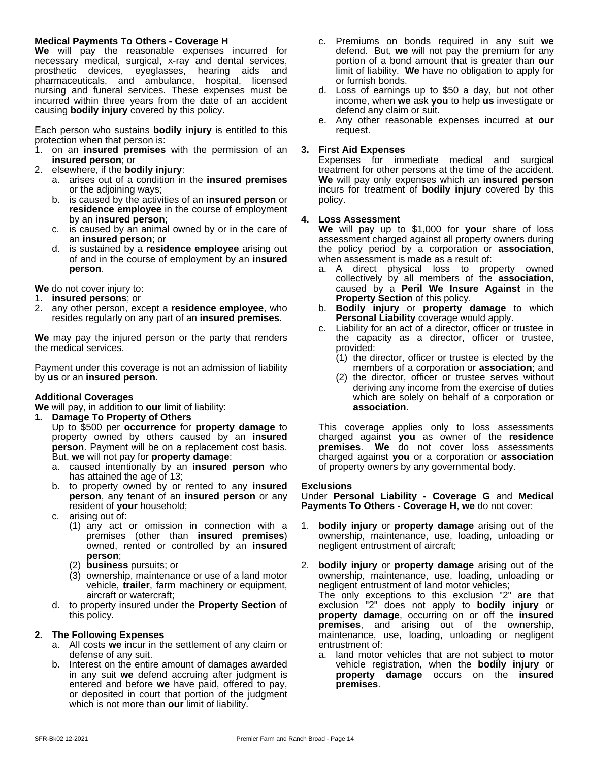**Medical Payments To Others - Coverage H**

**We** will pay the reasonable expenses incurred for necessary medical, surgical, x-ray and dental services, prosthetic devices, eyeglasses, hearing aids and pharmaceuticals, and ambulance, hospital, licensed nursing and funeral services. These expenses must be incurred within three years from the date of an accident causing **bodily injury** covered by this policy.

Each person who sustains **bodily injury** is entitled to this protection when that person is:

1. on an **insured premises** with the permission of an **insured person**; or
2. elsewhere, if the **bodily injury**:
   a. arises out of a condition in the **insured premises** or the adjoining ways;
   b. is caused by the activities of an **insured person** or **residence employee** in the course of employment by an **insured person**;
   c. is caused by an animal owned by or in the care of an **insured person**; or
   d. is sustained by a **residence employee** arising out of and in the course of employment by an **insured person**.

**We** do not cover injury to:

1. **insured persons**; or
2. any other person, except a **residence employee**, who resides regularly on any part of an **insured premises**.

**We** may pay the injured person or the party that renders the medical services.

Payment under this coverage is not an admission of liability by **us** or an **insured person**.

**Additional Coverages**

**We** will pay, in addition to **our** limit of liability:

**1. Damage To Property of Others**

Up to $500 per **occurrence** for **property damage** to property owned by others caused by an **insured person**. Payment will be on a replacement cost basis. But, **we** will not pay for **property damage**:

a. caused intentionally by an **insured person** who has attained the age of 13;
b. to property owned by or rented to any **insured person**, any tenant of an **insured person** or any resident of **your** household;
c. arising out of:
   (1) any act or omission in connection with a premises (other than **insured premises**) owned, rented or controlled by an **insured person**;
   (2) **business** pursuits; or
   (3) ownership, maintenance or use of a land motor vehicle, **trailer**, farm machinery or equipment, aircraft or watercraft;
d. to property insured under the **Property Section** of this policy.

**2. The Following Expenses**

a. All costs **we** incur in the settlement of any claim or defense of any suit.
b. Interest on the entire amount of damages awarded in any suit **we** defend accruing after judgment is entered and before **we** have paid, offered to pay, or deposited in court that portion of the judgment which is not more than **our** limit of liability.
c. Premiums on bonds required in any suit **we** defend. But, **we** will not pay the premium for any portion of a bond amount that is greater than **our** limit of liability. **We** have no obligation to apply for or furnish bonds.
d. Loss of earnings up to $50 a day, but not other income, when **we** ask **you** to help **us** investigate or defend any claim or suit.
e. Any other reasonable expenses incurred at **our** request.

**3. First Aid Expenses**

Expenses for immediate medical and surgical treatment for other persons at the time of the accident. **We** will pay only expenses which an **insured person** incurs for treatment of **bodily injury** covered by this policy.

**4. Loss Assessment**

**We** will pay up to $1,000 for **your** share of loss assessment charged against all property owners during the policy period by a corporation or **association**, when assessment is made as a result of:

a. A direct physical loss to property owned collectively by all members of the **association**, caused by a **Peril We Insure Against** in the **Property Section** of this policy.
b. **Bodily injury** or **property damage** to which **Personal Liability** coverage would apply.
c. Liability for an act of a director, officer or trustee in the capacity as a director, officer or trustee, provided:
   (1) the director, officer or trustee is elected by the members of a corporation or **association**; and
   (2) the director, officer or trustee serves without deriving any income from the exercise of duties which are solely on behalf of a corporation or **association**.

This coverage applies only to loss assessments charged against **you** as owner of the **residence premises**. **We** do not cover loss assessments charged against **you** or a corporation or **association** of property owners by any governmental body.

**Exclusions**

Under **Personal Liability - Coverage G** and **Medical Payments To Others - Coverage H**, **we** do not cover:

1. **bodily injury** or **property damage** arising out of the ownership, maintenance, use, loading, unloading or negligent entrustment of aircraft;

2. **bodily injury** or **property damage** arising out of the ownership, maintenance, use, loading, unloading or negligent entrustment of land motor vehicles;
   The only exceptions to this exclusion "2" are that exclusion "2" does not apply to **bodily injury** or **property damage**, occurring on or off the **insured premises**, and arising out of the ownership, maintenance, use, loading, unloading or negligent entrustment of:
   a. land motor vehicles that are not subject to motor vehicle registration, when the **bodily injury** or **property damage** occurs on the **insured premises**.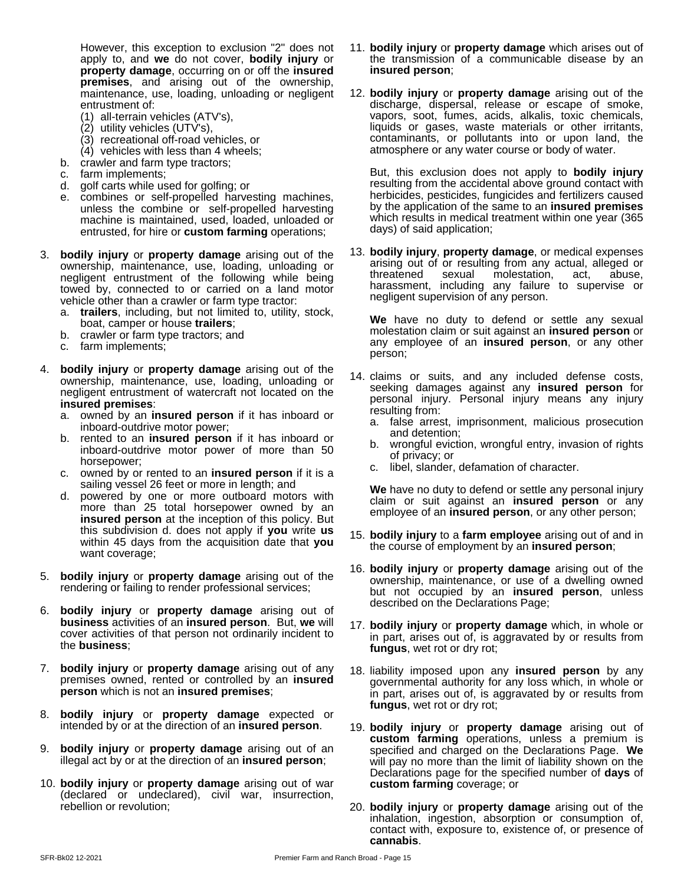However, this exception to exclusion "2" does not apply to, and **we** do not cover, **bodily injury** or **property damage**, occurring on or off the **insured premises**, and arising out of the ownership, maintenance, use, loading, unloading or negligent entrustment of:

   (1) all-terrain vehicles (ATV's),
   (2) utility vehicles (UTV's),
   (3) recreational off-road vehicles, or
   (4) vehicles with less than 4 wheels;

   b. crawler and farm type tractors;
   c. farm implements;
   d. golf carts while used for golfing; or
   e. combines or self-propelled harvesting machines, unless the combine or self-propelled harvesting machine is maintained, used, loaded, unloaded or entrusted, for hire or **custom farming** operations;

3. **bodily injury** or **property damage** arising out of the ownership, maintenance, use, loading, unloading or negligent entrustment of the following while being towed by, connected to or carried on a land motor vehicle other than a crawler or farm type tractor:
   a. **trailers**, including, but not limited to, utility, stock, boat, camper or house **trailers**;
   b. crawler or farm type tractors; and
   c. farm implements;

4. **bodily injury** or **property damage** arising out of the ownership, maintenance, use, loading, unloading or negligent entrustment of watercraft not located on the **insured premises**:
   a. owned by an **insured person** if it has inboard or inboard-outdrive motor power;
   b. rented to an **insured person** if it has inboard or inboard-outdrive motor power of more than 50 horsepower;
   c. owned by or rented to an **insured person** if it is a sailing vessel 26 feet or more in length; and
   d. powered by one or more outboard motors with more than 25 total horsepower owned by an **insured person** at the inception of this policy. But this subdivision d. does not apply if **you** write **us** within 45 days from the acquisition date that **you** want coverage;

5. **bodily injury** or **property damage** arising out of the rendering or failing to render professional services;

6. **bodily injury** or **property damage** arising out of **business** activities of an **insured person**. But, **we** will cover activities of that person not ordinarily incident to the **business**;

7. **bodily injury** or **property damage** arising out of any premises owned, rented or controlled by an **insured person** which is not an **insured premises**;

8. **bodily injury** or **property damage** expected or intended by or at the direction of an **insured person**.

9. **bodily injury** or **property damage** arising out of an illegal act by or at the direction of an **insured person**;

10. **bodily injury** or **property damage** arising out of war (declared or undeclared), civil war, insurrection, rebellion or revolution;

11. **bodily injury** or **property damage** which arises out of the transmission of a communicable disease by an **insured person**;

12. **bodily injury** or **property damage** arising out of the discharge, dispersal, release or escape of smoke, vapors, soot, fumes, acids, alkalis, toxic chemicals, liquids or gases, waste materials or other irritants, contaminants, or pollutants into or upon land, the atmosphere or any water course or body of water.

    But, this exclusion does not apply to **bodily injury** resulting from the accidental above ground contact with herbicides, pesticides, fungicides and fertilizers caused by the application of the same to an **insured premises** which results in medical treatment within one year (365 days) of said application;

13. **bodily injury**, **property damage**, or medical expenses arising out of or resulting from any actual, alleged or threatened sexual molestation, act, abuse, harassment, including any failure to supervise or negligent supervision of any person.

    **We** have no duty to defend or settle any sexual molestation claim or suit against an **insured person** or any employee of an **insured person**, or any other person;

14. claims or suits, and any included defense costs, seeking damages against any **insured person** for personal injury. Personal injury means any injury resulting from:
    a. false arrest, imprisonment, malicious prosecution and detention;
    b. wrongful eviction, wrongful entry, invasion of rights of privacy; or
    c. libel, slander, defamation of character.

    **We** have no duty to defend or settle any personal injury claim or suit against an **insured person** or any employee of an **insured person**, or any other person;

15. **bodily injury** to a **farm employee** arising out of and in the course of employment by an **insured person**;

16. **bodily injury** or **property damage** arising out of the ownership, maintenance, or use of a dwelling owned but not occupied by an **insured person**, unless described on the Declarations Page;

17. **bodily injury** or **property damage** which, in whole or in part, arises out of, is aggravated by or results from **fungus**, wet rot or dry rot;

18. liability imposed upon any **insured person** by any governmental authority for any loss which, in whole or in part, arises out of, is aggravated by or results from **fungus**, wet rot or dry rot;

19. **bodily injury** or **property damage** arising out of **custom farming** operations, unless a premium is specified and charged on the Declarations Page. **We** will pay no more than the limit of liability shown on the Declarations page for the specified number of **days** of **custom farming** coverage; or

20. **bodily injury** or **property damage** arising out of the inhalation, ingestion, absorption or consumption of, contact with, exposure to, existence of, or presence of **cannabis**.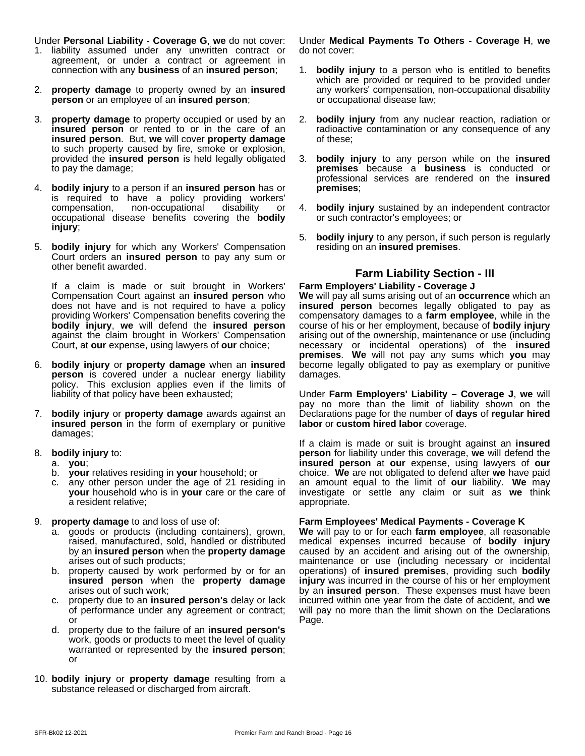Under **Personal Liability - Coverage G**, **we** do not cover:

1. liability assumed under any unwritten contract or agreement, or under a contract or agreement in connection with any **business** of an **insured person**;
2. **property damage** to property owned by an **insured person** or an employee of an **insured person**;
3. **property damage** to property occupied or used by an **insured person** or rented to or in the care of an **insured person**. But, **we** will cover **property damage** to such property caused by fire, smoke or explosion, provided the **insured person** is held legally obligated to pay the damage;
4. **bodily injury** to a person if an **insured person** has or is required to have a policy providing workers' compensation, non-occupational disability or occupational disease benefits covering the **bodily injury**;
5. **bodily injury** for which any Workers' Compensation Court orders an **insured person** to pay any sum or other benefit awarded.

   If a claim is made or suit brought in Workers' Compensation Court against an **insured person** who does not have and is not required to have a policy providing Workers' Compensation benefits covering the **bodily injury**, **we** will defend the **insured person** against the claim brought in Workers' Compensation Court, at **our** expense, using lawyers of **our** choice;
6. **bodily injury** or **property damage** when an **insured person** is covered under a nuclear energy liability policy. This exclusion applies even if the limits of liability of that policy have been exhausted;
7. **bodily injury** or **property damage** awards against an **insured person** in the form of exemplary or punitive damages;
8. **bodily injury** to:
   a. **you**;
   b. **your** relatives residing in **your** household; or
   c. any other person under the age of 21 residing in **your** household who is in **your** care or the care of a resident relative;
9. **property damage** to and loss of use of:
   a. goods or products (including containers), grown, raised, manufactured, sold, handled or distributed by an **insured person** when the **property damage** arises out of such products;
   b. property caused by work performed by or for an **insured person** when the **property damage** arises out of such work;
   c. property due to an **insured person's** delay or lack of performance under any agreement or contract; or
   d. property due to the failure of an **insured person's** work, goods or products to meet the level of quality warranted or represented by the **insured person**; or
10. **bodily injury** or **property damage** resulting from a substance released or discharged from aircraft.

Under **Medical Payments To Others - Coverage H**, **we** do not cover:

1. **bodily injury** to a person who is entitled to benefits which are provided or required to be provided under any workers' compensation, non-occupational disability or occupational disease law;
2. **bodily injury** from any nuclear reaction, radiation or radioactive contamination or any consequence of any of these;
3. **bodily injury** to any person while on the **insured premises** because a **business** is conducted or professional services are rendered on the **insured premises**;
4. **bodily injury** sustained by an independent contractor or such contractor's employees; or
5. **bodily injury** to any person, if such person is regularly residing on an **insured premises**.

## Farm Liability Section - III

**Farm Employers' Liability - Coverage J**

**We** will pay all sums arising out of an **occurrence** which an **insured person** becomes legally obligated to pay as compensatory damages to a **farm employee**, while in the course of his or her employment, because of **bodily injury** arising out of the ownership, maintenance or use (including necessary or incidental operations) of the **insured premises**. **We** will not pay any sums which **you** may become legally obligated to pay as exemplary or punitive damages.

Under **Farm Employers' Liability – Coverage J**, **we** will pay no more than the limit of liability shown on the Declarations page for the number of **days** of **regular hired labor** or **custom hired labor** coverage.

If a claim is made or suit is brought against an **insured person** for liability under this coverage, **we** will defend the **insured person** at **our** expense, using lawyers of **our** choice. **We** are not obligated to defend after **we** have paid an amount equal to the limit of **our** liability. **We** may investigate or settle any claim or suit as **we** think appropriate.

**Farm Employees' Medical Payments - Coverage K**

**We** will pay to or for each **farm employee**, all reasonable medical expenses incurred because of **bodily injury** caused by an accident and arising out of the ownership, maintenance or use (including necessary or incidental operations) of **insured premises**, providing such **bodily injury** was incurred in the course of his or her employment by an **insured person**. These expenses must have been incurred within one year from the date of accident, and **we** will pay no more than the limit shown on the Declarations Page.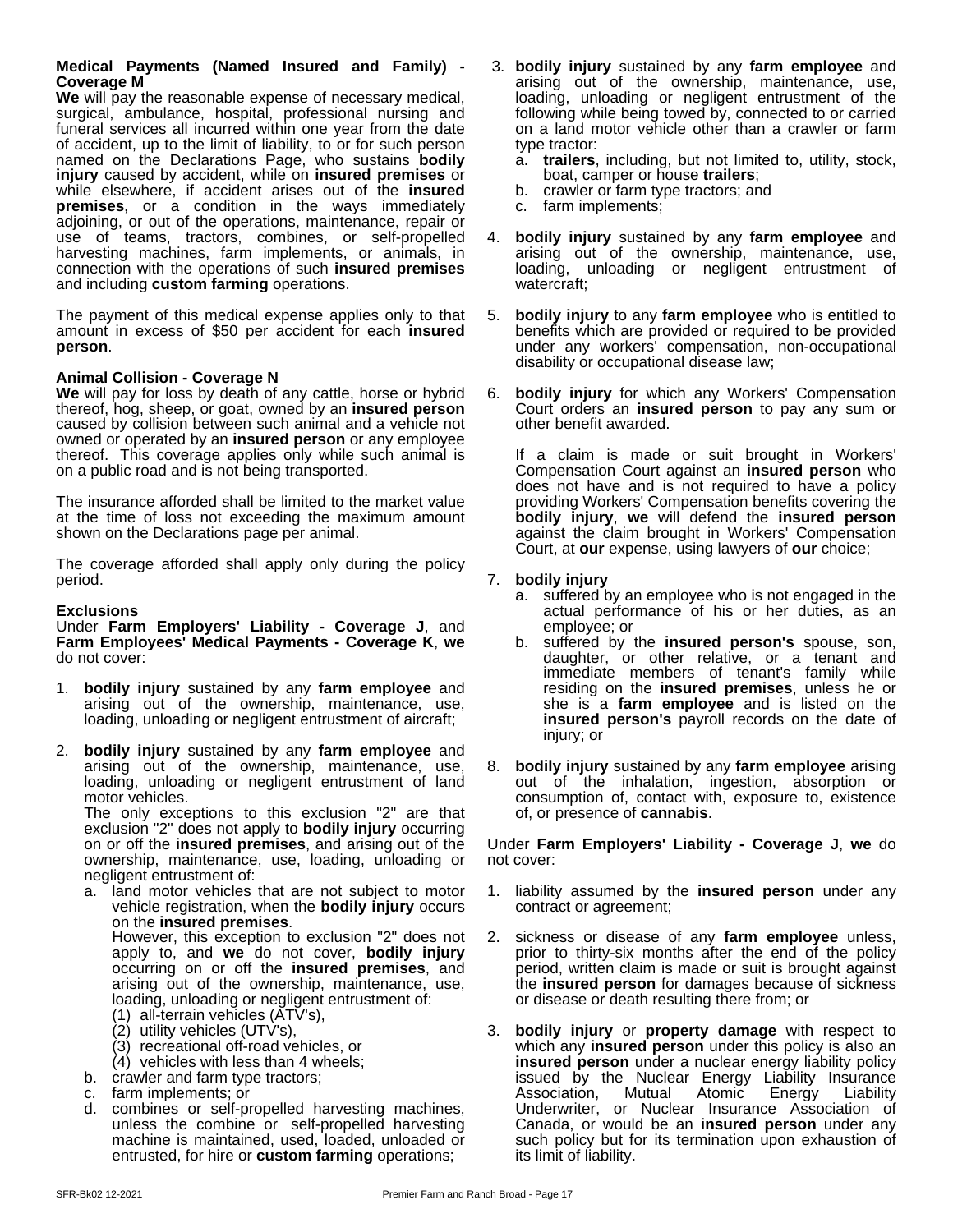**Medical Payments (Named Insured and Family) - Coverage M**

**We** will pay the reasonable expense of necessary medical, surgical, ambulance, hospital, professional nursing and funeral services all incurred within one year from the date of accident, up to the limit of liability, to or for such person named on the Declarations Page, who sustains **bodily injury** caused by accident, while on **insured premises** or while elsewhere, if accident arises out of the **insured premises**, or a condition in the ways immediately adjoining, or out of the operations, maintenance, repair or use of teams, tractors, combines, or self-propelled harvesting machines, farm implements, or animals, in connection with the operations of such **insured premises** and including **custom farming** operations.

The payment of this medical expense applies only to that amount in excess of $50 per accident for each **insured person**.

**Animal Collision - Coverage N**

**We** will pay for loss by death of any cattle, horse or hybrid thereof, hog, sheep, or goat, owned by an **insured person** caused by collision between such animal and a vehicle not owned or operated by an **insured person** or any employee thereof. This coverage applies only while such animal is on a public road and is not being transported.

The insurance afforded shall be limited to the market value at the time of loss not exceeding the maximum amount shown on the Declarations page per animal.

The coverage afforded shall apply only during the policy period.

**Exclusions**

Under **Farm Employers' Liability - Coverage J**, and **Farm Employees' Medical Payments - Coverage K**, **we** do not cover:

1. **bodily injury** sustained by any **farm employee** and arising out of the ownership, maintenance, use, loading, unloading or negligent entrustment of aircraft;
2. **bodily injury** sustained by any **farm employee** and arising out of the ownership, maintenance, use, loading, unloading or negligent entrustment of land motor vehicles.
   The only exceptions to this exclusion "2" are that exclusion "2" does not apply to **bodily injury** occurring on or off the **insured premises**, and arising out of the ownership, maintenance, use, loading, unloading or negligent entrustment of:
   a. land motor vehicles that are not subject to motor vehicle registration, when the **bodily injury** occurs on the **insured premises**.
      However, this exception to exclusion "2" does not apply to, and **we** do not cover, **bodily injury** occurring on or off the **insured premises**, and arising out of the ownership, maintenance, use, loading, unloading or negligent entrustment of:
      (1) all-terrain vehicles (ATV's),
      (2) utility vehicles (UTV's),
      (3) recreational off-road vehicles, or
      (4) vehicles with less than 4 wheels;
   b. crawler and farm type tractors;
   c. farm implements; or
   d. combines or self-propelled harvesting machines, unless the combine or self-propelled harvesting machine is maintained, used, loaded, unloaded or entrusted, for hire or **custom farming** operations;
3. **bodily injury** sustained by any **farm employee** and arising out of the ownership, maintenance, use, loading, unloading or negligent entrustment of the following while being towed by, connected to or carried on a land motor vehicle other than a crawler or farm type tractor:
   a. **trailers**, including, but not limited to, utility, stock, boat, camper or house **trailers**;
   b. crawler or farm type tractors; and
   c. farm implements;
4. **bodily injury** sustained by any **farm employee** and arising out of the ownership, maintenance, use, loading, unloading or negligent entrustment of watercraft;
5. **bodily injury** to any **farm employee** who is entitled to benefits which are provided or required to be provided under any workers' compensation, non-occupational disability or occupational disease law;
6. **bodily injury** for which any Workers' Compensation Court orders an **insured person** to pay any sum or other benefit awarded.

   If a claim is made or suit brought in Workers' Compensation Court against an **insured person** who does not have and is not required to have a policy providing Workers' Compensation benefits covering the **bodily injury**, **we** will defend the **insured person** against the claim brought in Workers' Compensation Court, at **our** expense, using lawyers of **our** choice;
7. **bodily injury**
   a. suffered by an employee who is not engaged in the actual performance of his or her duties, as an employee; or
   b. suffered by the **insured person's** spouse, son, daughter, or other relative, or a tenant and immediate members of tenant's family while residing on the **insured premises**, unless he or she is a **farm employee** and is listed on the **insured person's** payroll records on the date of injury; or
8. **bodily injury** sustained by any **farm employee** arising out of the inhalation, ingestion, absorption or consumption of, contact with, exposure to, existence of, or presence of **cannabis**.

Under **Farm Employers' Liability - Coverage J**, **we** do not cover:

1. liability assumed by the **insured person** under any contract or agreement;
2. sickness or disease of any **farm employee** unless, prior to thirty-six months after the end of the policy period, written claim is made or suit is brought against the **insured person** for damages because of sickness or disease or death resulting there from; or
3. **bodily injury** or **property damage** with respect to which any **insured person** under this policy is also an **insured person** under a nuclear energy liability policy issued by the Nuclear Energy Liability Insurance Association, Mutual Atomic Energy Liability Underwriter, or Nuclear Insurance Association of Canada, or would be an **insured person** under any such policy but for its termination upon exhaustion of its limit of liability.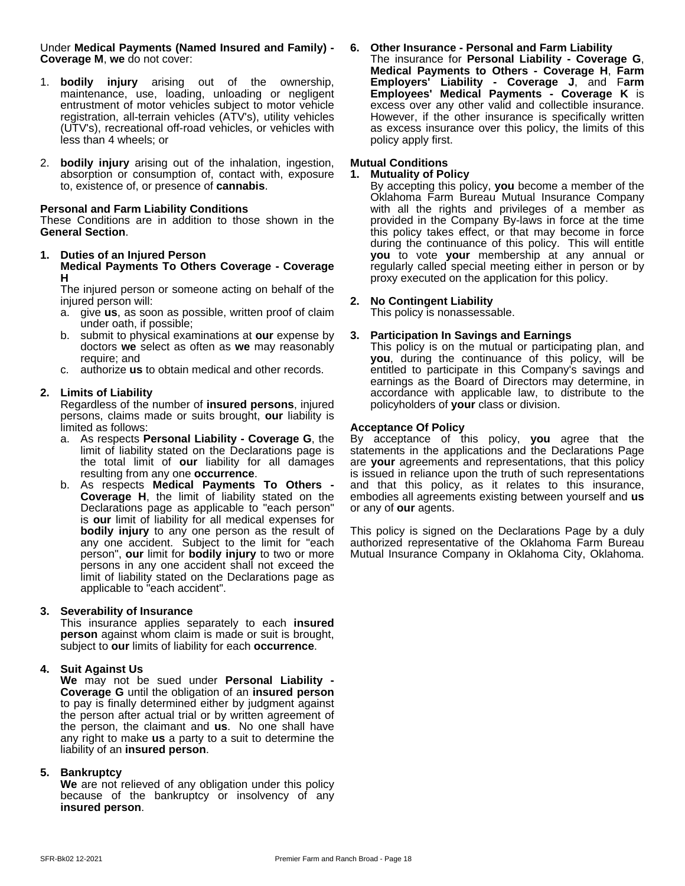Under **Medical Payments (Named Insured and Family) - Coverage M**, **we** do not cover:

1. **bodily injury** arising out of the ownership, maintenance, use, loading, unloading or negligent entrustment of motor vehicles subject to motor vehicle registration, all-terrain vehicles (ATV's), utility vehicles (UTV's), recreational off-road vehicles, or vehicles with less than 4 wheels; or

2. **bodily injury** arising out of the inhalation, ingestion, absorption or consumption of, contact with, exposure to, existence of, or presence of **cannabis**.

**Personal and Farm Liability Conditions**

These Conditions are in addition to those shown in the **General Section**.

**1. Duties of an Injured Person**
**Medical Payments To Others Coverage - Coverage H**

The injured person or someone acting on behalf of the injured person will:

a. give **us**, as soon as possible, written proof of claim under oath, if possible;
b. submit to physical examinations at **our** expense by doctors **we** select as often as **we** may reasonably require; and
c. authorize **us** to obtain medical and other records.

**2. Limits of Liability**

Regardless of the number of **insured persons**, injured persons, claims made or suits brought, **our** liability is limited as follows:

a. As respects **Personal Liability - Coverage G**, the limit of liability stated on the Declarations page is the total limit of **our** liability for all damages resulting from any one **occurrence**.
b. As respects **Medical Payments To Others - Coverage H**, the limit of liability stated on the Declarations page as applicable to "each person" is **our** limit of liability for all medical expenses for **bodily injury** to any one person as the result of any one accident. Subject to the limit for "each person", **our** limit for **bodily injury** to two or more persons in any one accident shall not exceed the limit of liability stated on the Declarations page as applicable to "each accident".

**3. Severability of Insurance**

This insurance applies separately to each **insured person** against whom claim is made or suit is brought, subject to **our** limits of liability for each **occurrence**.

**4. Suit Against Us**

**We** may not be sued under **Personal Liability - Coverage G** until the obligation of an **insured person** to pay is finally determined either by judgment against the person after actual trial or by written agreement of the person, the claimant and **us**. No one shall have any right to make **us** a party to a suit to determine the liability of an **insured person**.

**5. Bankruptcy**

**We** are not relieved of any obligation under this policy because of the bankruptcy or insolvency of any **insured person**.

**6. Other Insurance - Personal and Farm Liability**

The insurance for **Personal Liability - Coverage G**, **Medical Payments to Others - Coverage H**, **Farm Employers' Liability - Coverage J**, and F**arm Employees' Medical Payments - Coverage K** is excess over any other valid and collectible insurance. However, if the other insurance is specifically written as excess insurance over this policy, the limits of this policy apply first.

**Mutual Conditions**

**1. Mutuality of Policy**

By accepting this policy, **you** become a member of the Oklahoma Farm Bureau Mutual Insurance Company with all the rights and privileges of a member as provided in the Company By-laws in force at the time this policy takes effect, or that may become in force during the continuance of this policy. This will entitle **you** to vote **your** membership at any annual or regularly called special meeting either in person or by proxy executed on the application for this policy.

**2. No Contingent Liability**

This policy is nonassessable.

**3. Participation In Savings and Earnings**

This policy is on the mutual or participating plan, and **you**, during the continuance of this policy, will be entitled to participate in this Company's savings and earnings as the Board of Directors may determine, in accordance with applicable law, to distribute to the policyholders of **your** class or division.

**Acceptance Of Policy**

By acceptance of this policy, **you** agree that the statements in the applications and the Declarations Page are **your** agreements and representations, that this policy is issued in reliance upon the truth of such representations and that this policy, as it relates to this insurance, embodies all agreements existing between yourself and **us** or any of **our** agents.

This policy is signed on the Declarations Page by a duly authorized representative of the Oklahoma Farm Bureau Mutual Insurance Company in Oklahoma City, Oklahoma.